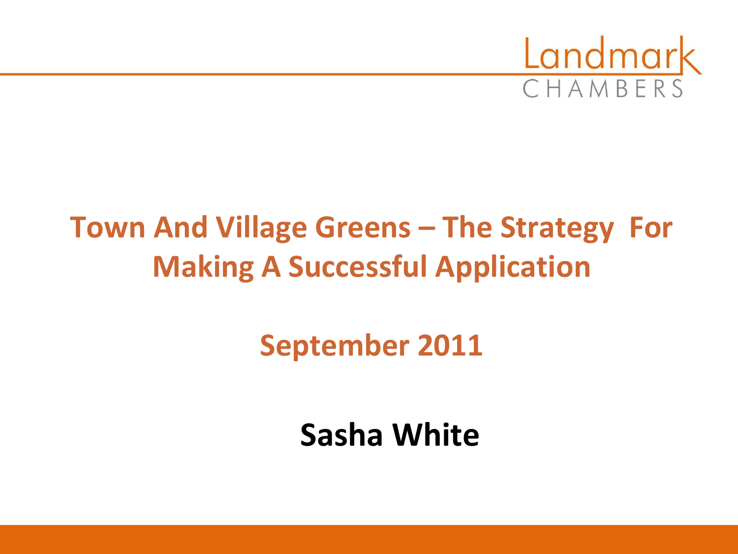Landmark CHAMBERS

# Town And Village Greens – The Strategy For Making A Successful Application

## September 2011

**Sasha White**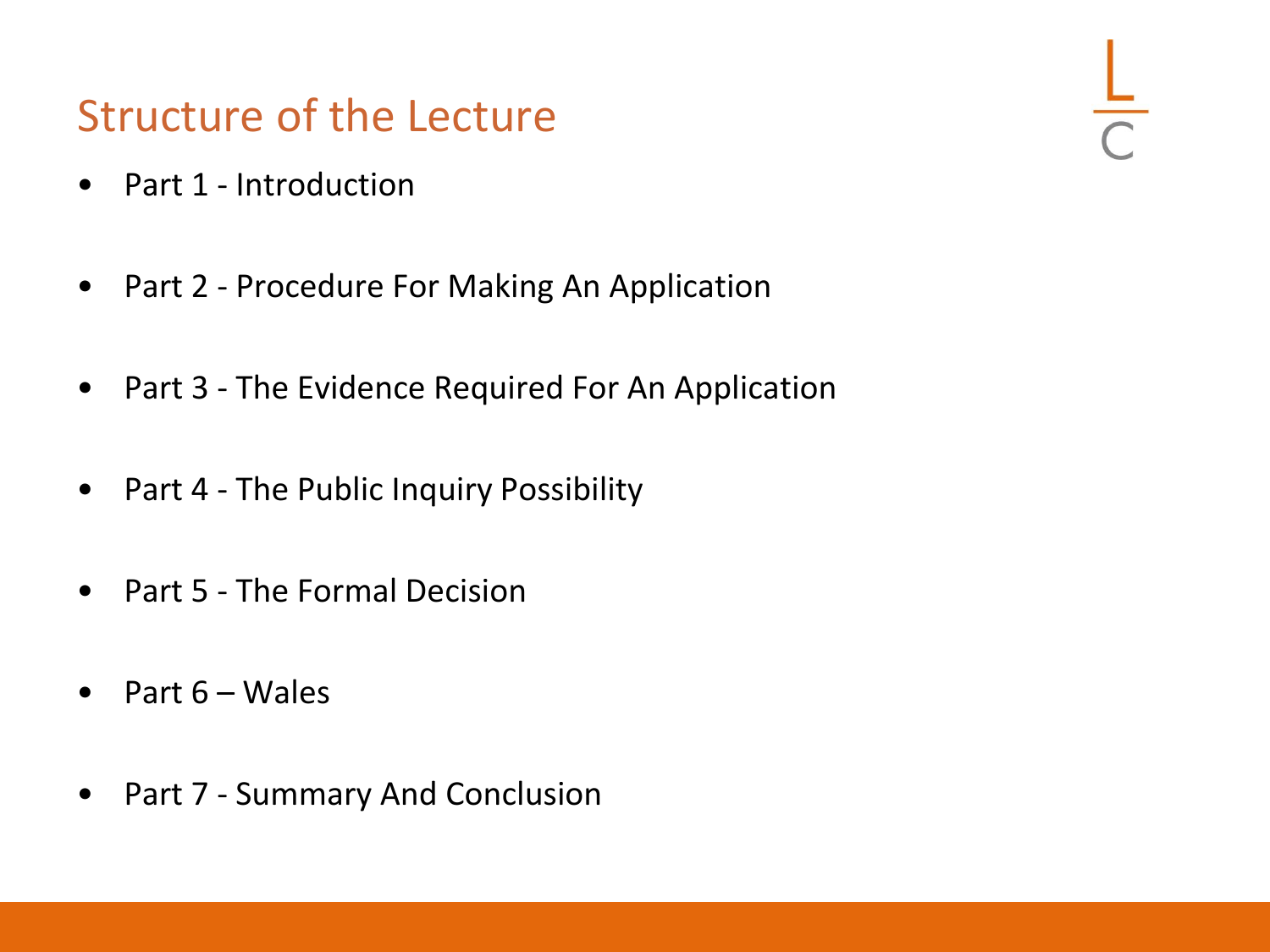## Structure of the Lecture

- Part 1 - Introduction
- Part 2 - Procedure For Making An Application
- Part 3 - The Evidence Required For An Application
- Part 4 - The Public Inquiry Possibility
- Part 5 - The Formal Decision
- Part 6 – Wales
- Part 7 - Summary And Conclusion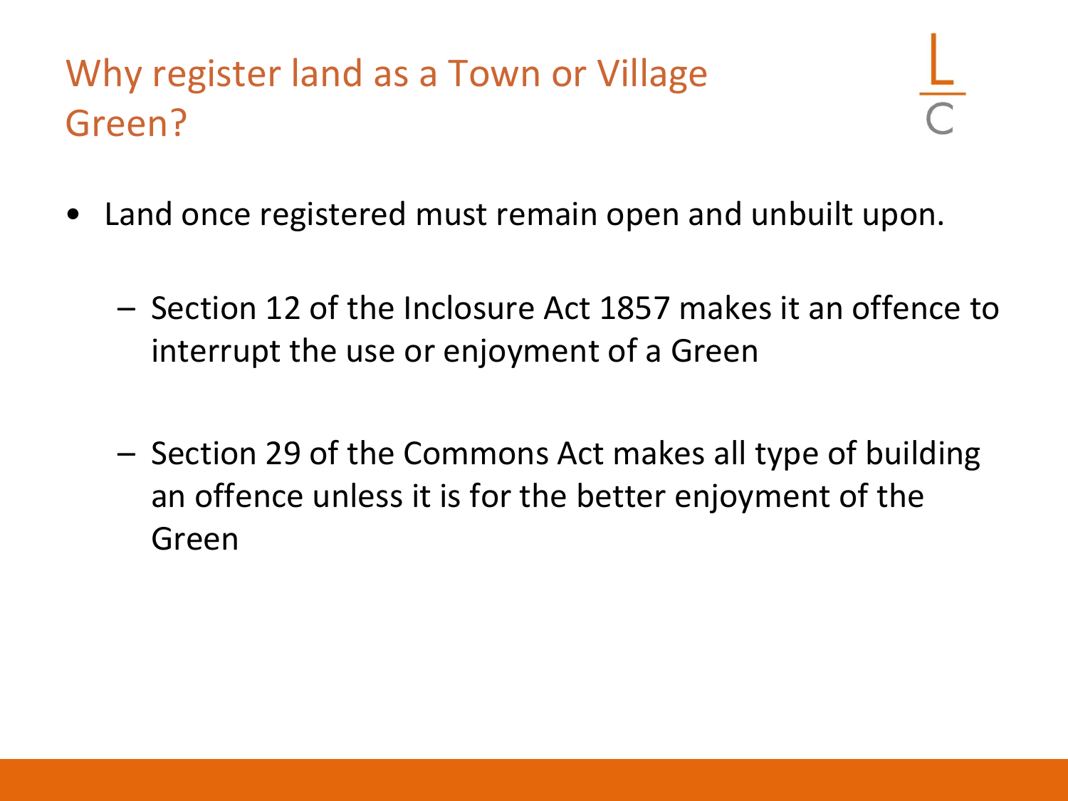# Why register land as a Town or Village Green?

- Land once registered must remain open and unbuilt upon.
  - Section 12 of the Inclosure Act 1857 makes it an offence to interrupt the use or enjoyment of a Green
  - Section 29 of the Commons Act makes all type of building an offence unless it is for the better enjoyment of the Green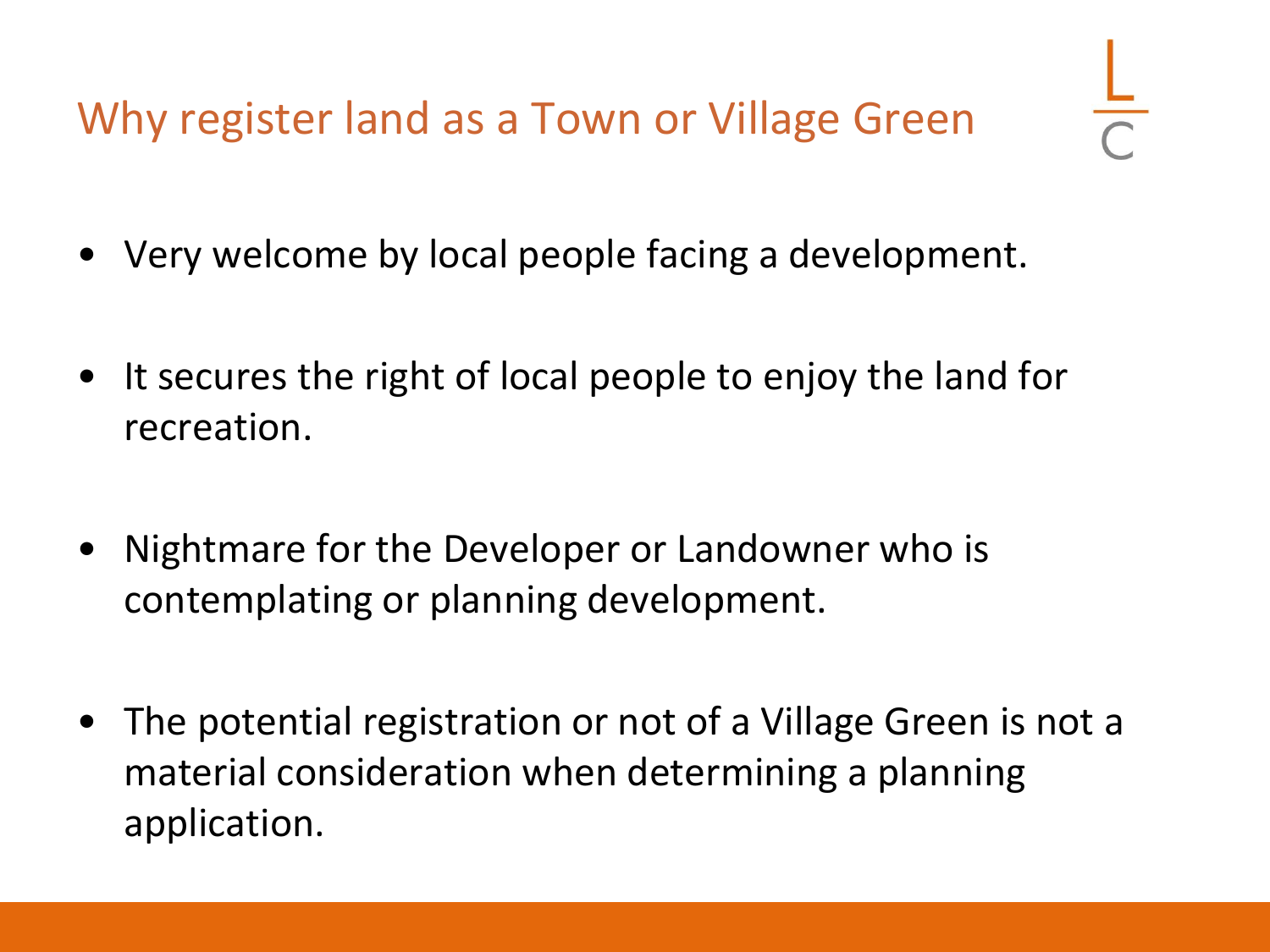# Why register land as a Town or Village Green

- Very welcome by local people facing a development.
- It secures the right of local people to enjoy the land for recreation.
- Nightmare for the Developer or Landowner who is contemplating or planning development.
- The potential registration or not of a Village Green is not a material consideration when determining a planning application.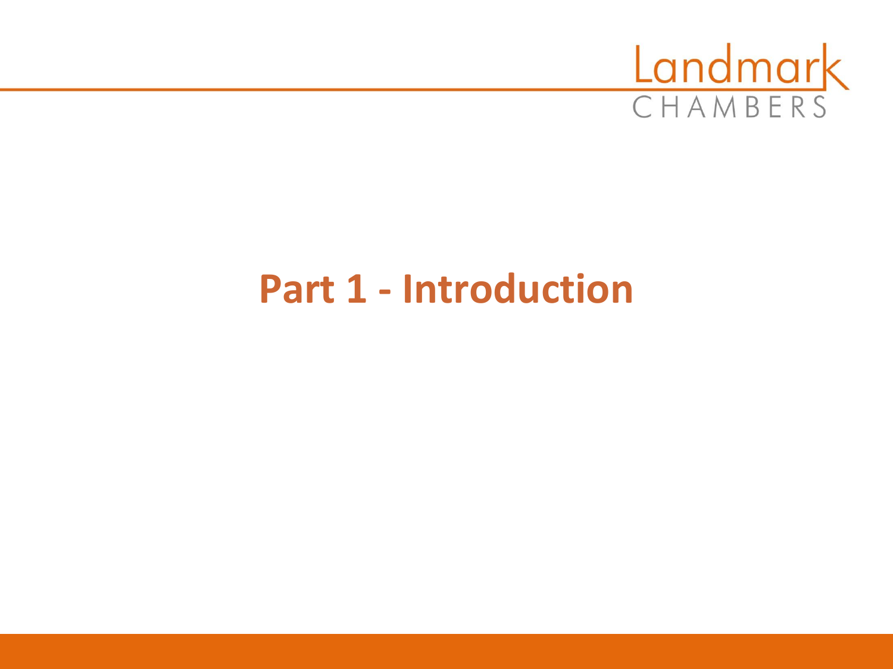# Part 1 - Introduction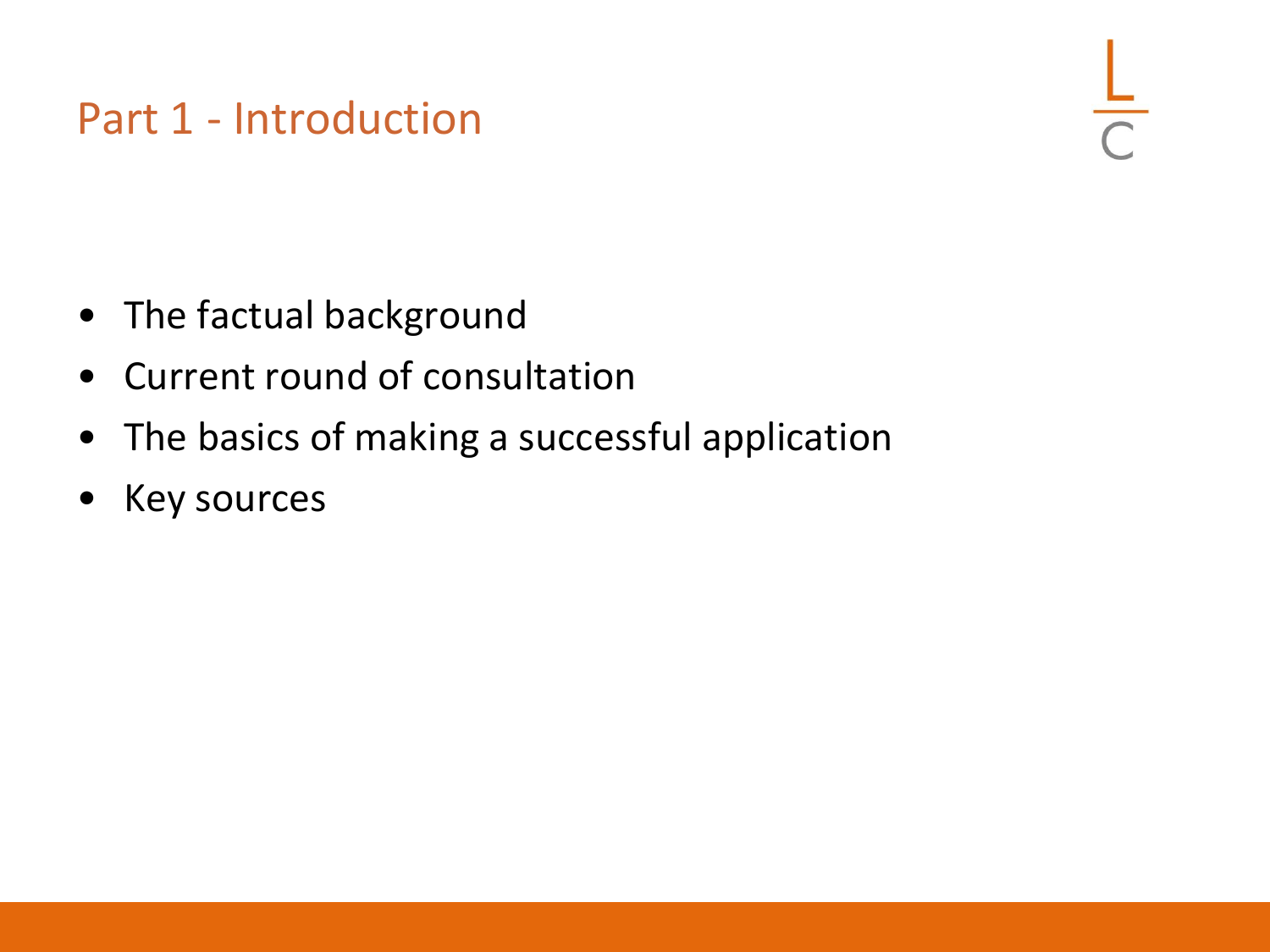## Part 1 - Introduction

- The factual background
- Current round of consultation
- The basics of making a successful application
- Key sources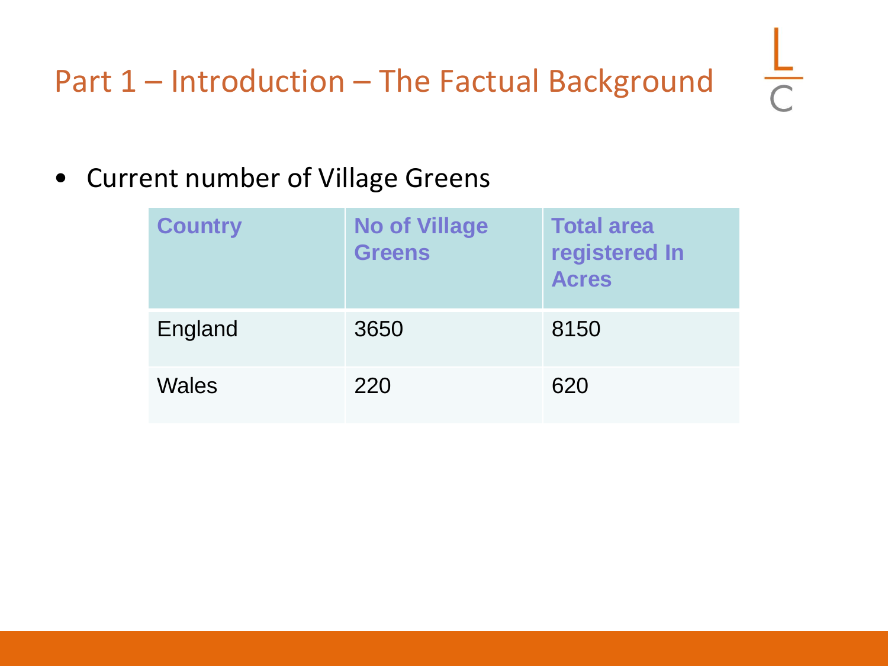# Part 1 – Introduction – The Factual Background

- Current number of Village Greens

| Country | No of Village Greens | Total area registered In Acres |
| --- | --- | --- |
| England | 3650 | 8150 |
| Wales | 220 | 620 |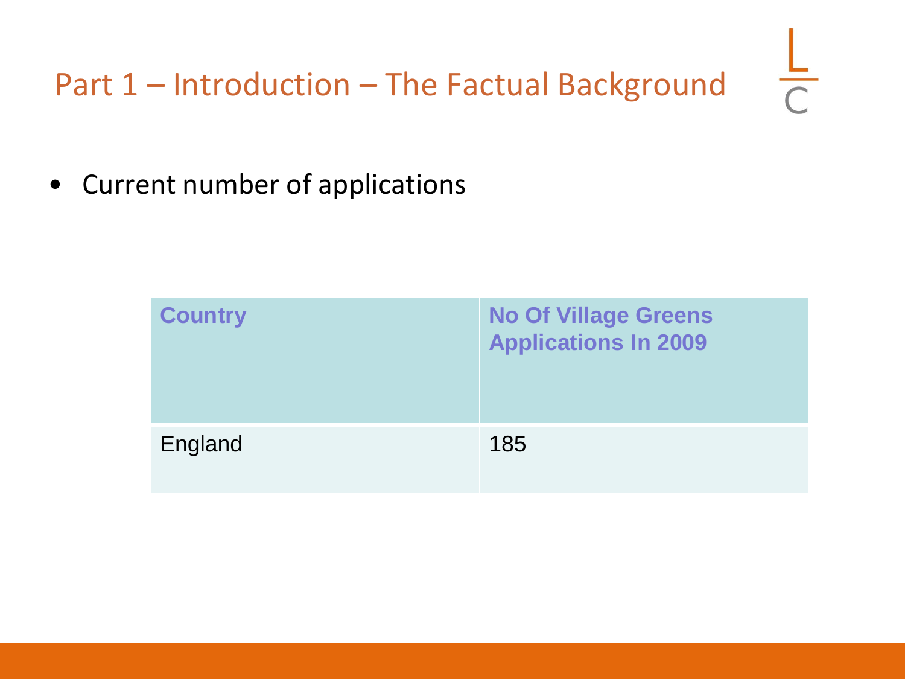# Part 1 – Introduction – The Factual Background

- Current number of applications

| Country | No Of Village Greens Applications In 2009 |
| --- | --- |
| England | 185 |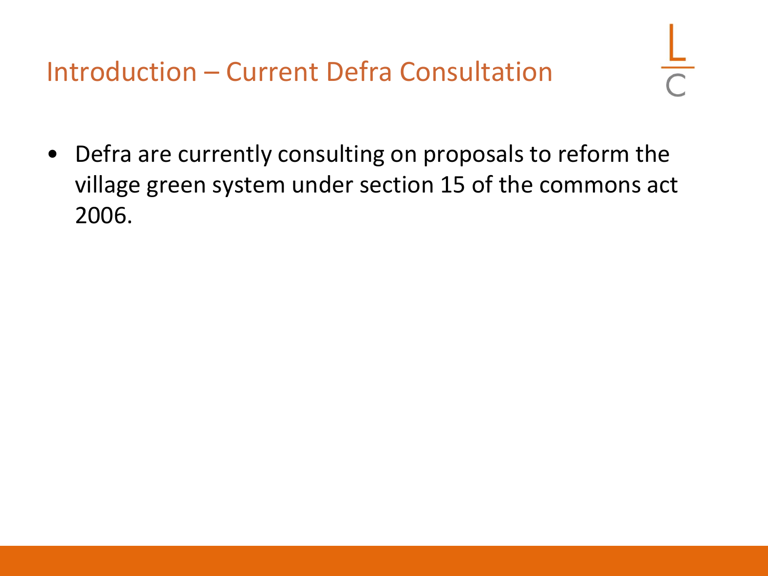## Introduction – Current Defra Consultation

- Defra are currently consulting on proposals to reform the village green system under section 15 of the commons act 2006.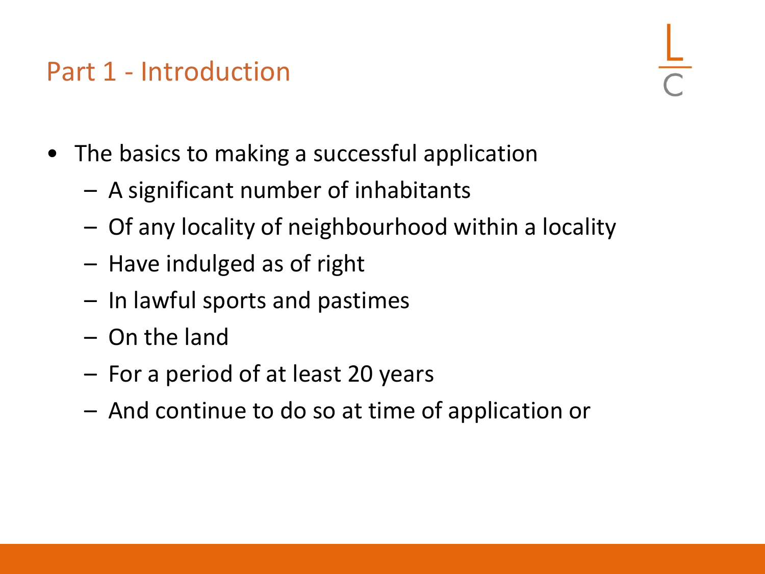## Part 1 - Introduction

- The basics to making a successful application
  - A significant number of inhabitants
  - Of any locality of neighbourhood within a locality
  - Have indulged as of right
  - In lawful sports and pastimes
  - On the land
  - For a period of at least 20 years
  - And continue to do so at time of application or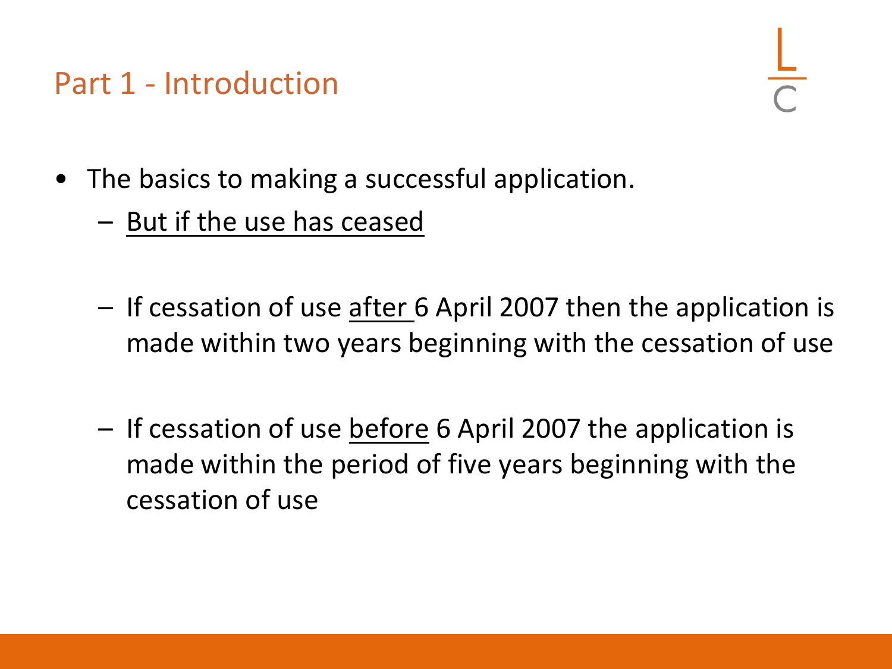## Part 1 - Introduction

- The basics to making a successful application.
  - <u>But if the use has ceased</u>
  - If cessation of use <u>after</u> 6 April 2007 then the application is made within two years beginning with the cessation of use
  - If cessation of use <u>before</u> 6 April 2007 the application is made within the period of five years beginning with the cessation of use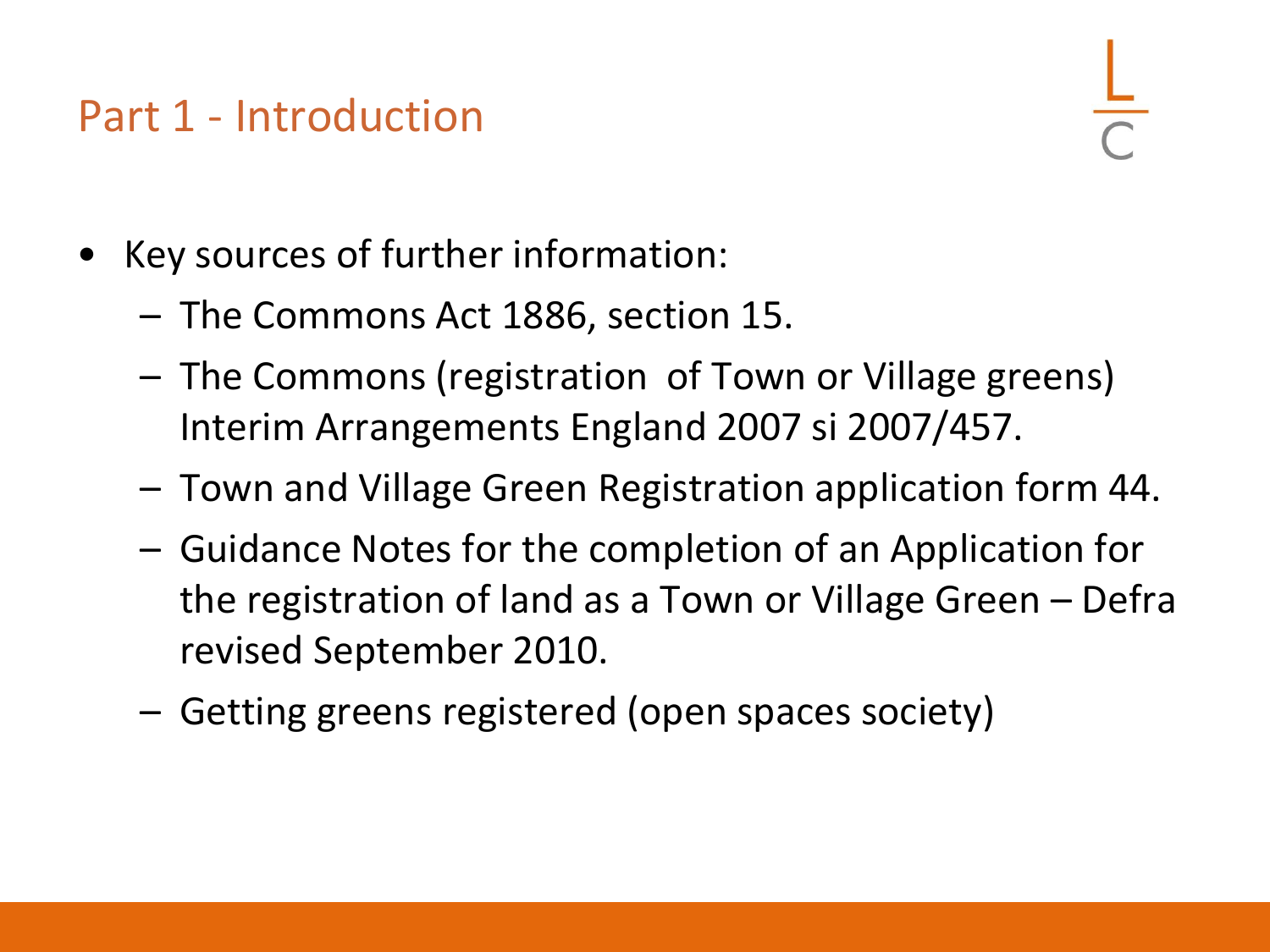## Part 1 - Introduction

- Key sources of further information:
  - The Commons Act 1886, section 15.
  - The Commons (registration of Town or Village greens) Interim Arrangements England 2007 si 2007/457.
  - Town and Village Green Registration application form 44.
  - Guidance Notes for the completion of an Application for the registration of land as a Town or Village Green – Defra revised September 2010.
  - Getting greens registered (open spaces society)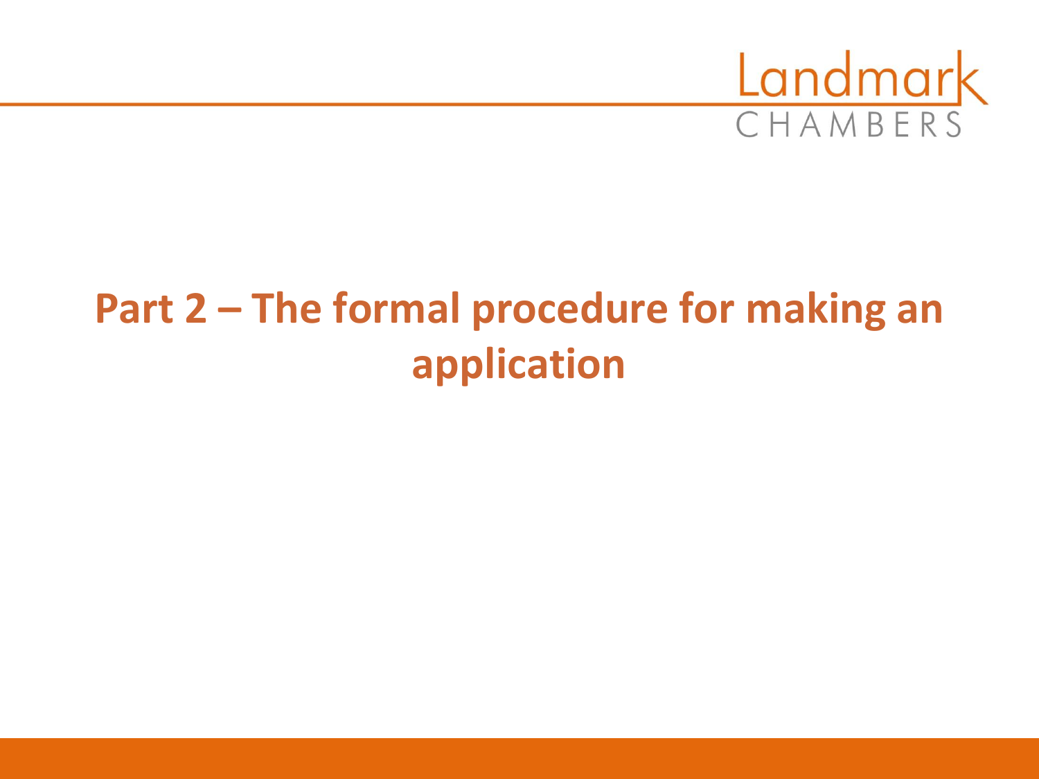# Part 2 – The formal procedure for making an application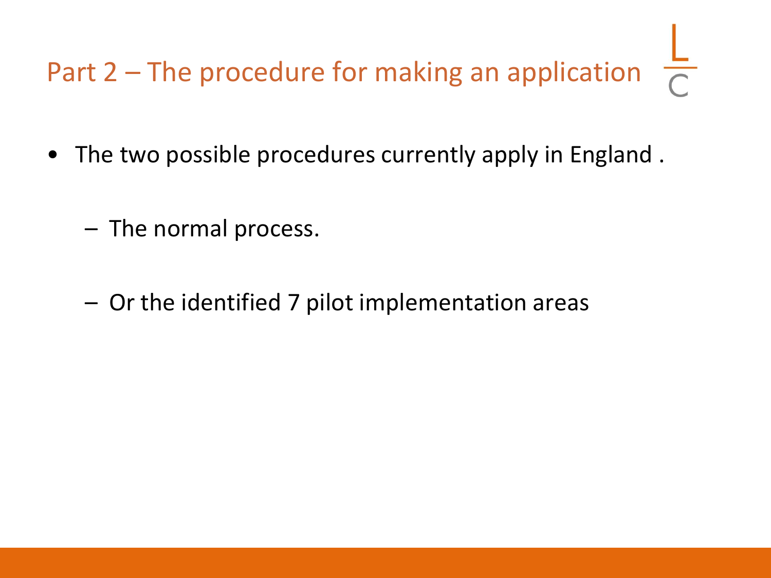## Part 2 – The procedure for making an application

- The two possible procedures currently apply in England .
  - The normal process.
  - Or the identified 7 pilot implementation areas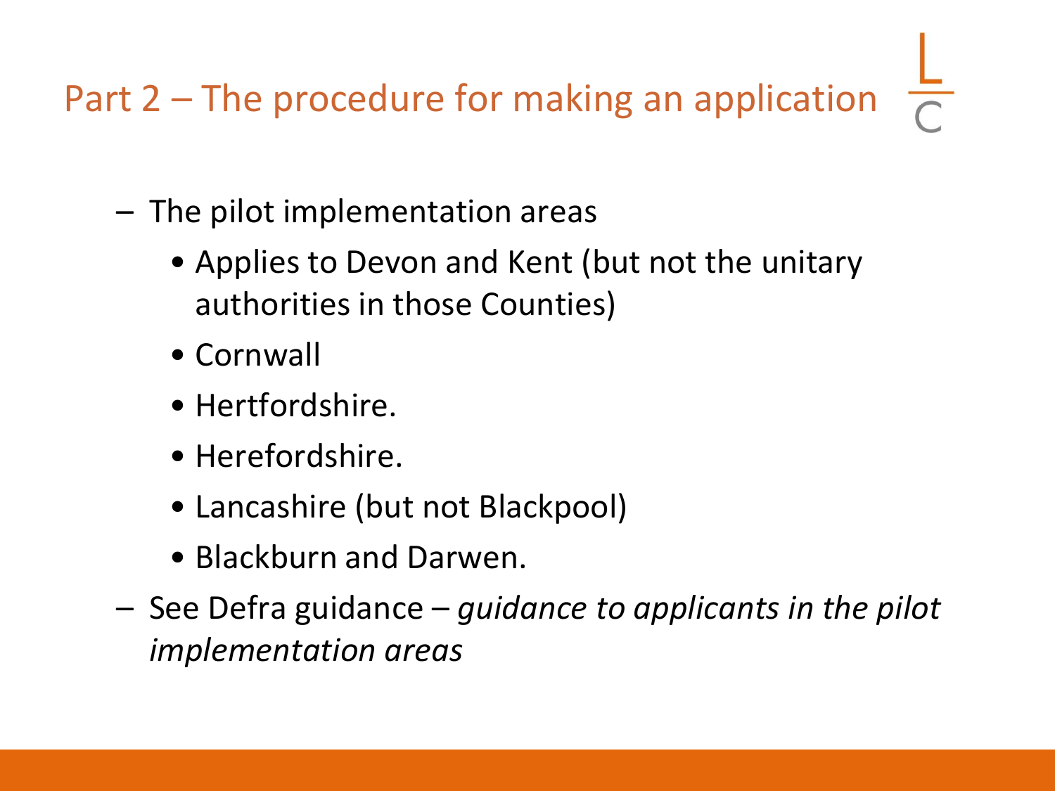## Part 2 – The procedure for making an application

- The pilot implementation areas
  - Applies to Devon and Kent (but not the unitary authorities in those Counties)
  - Cornwall
  - Hertfordshire.
  - Herefordshire.
  - Lancashire (but not Blackpool)
  - Blackburn and Darwen.
- See Defra guidance – *guidance to applicants in the pilot implementation areas*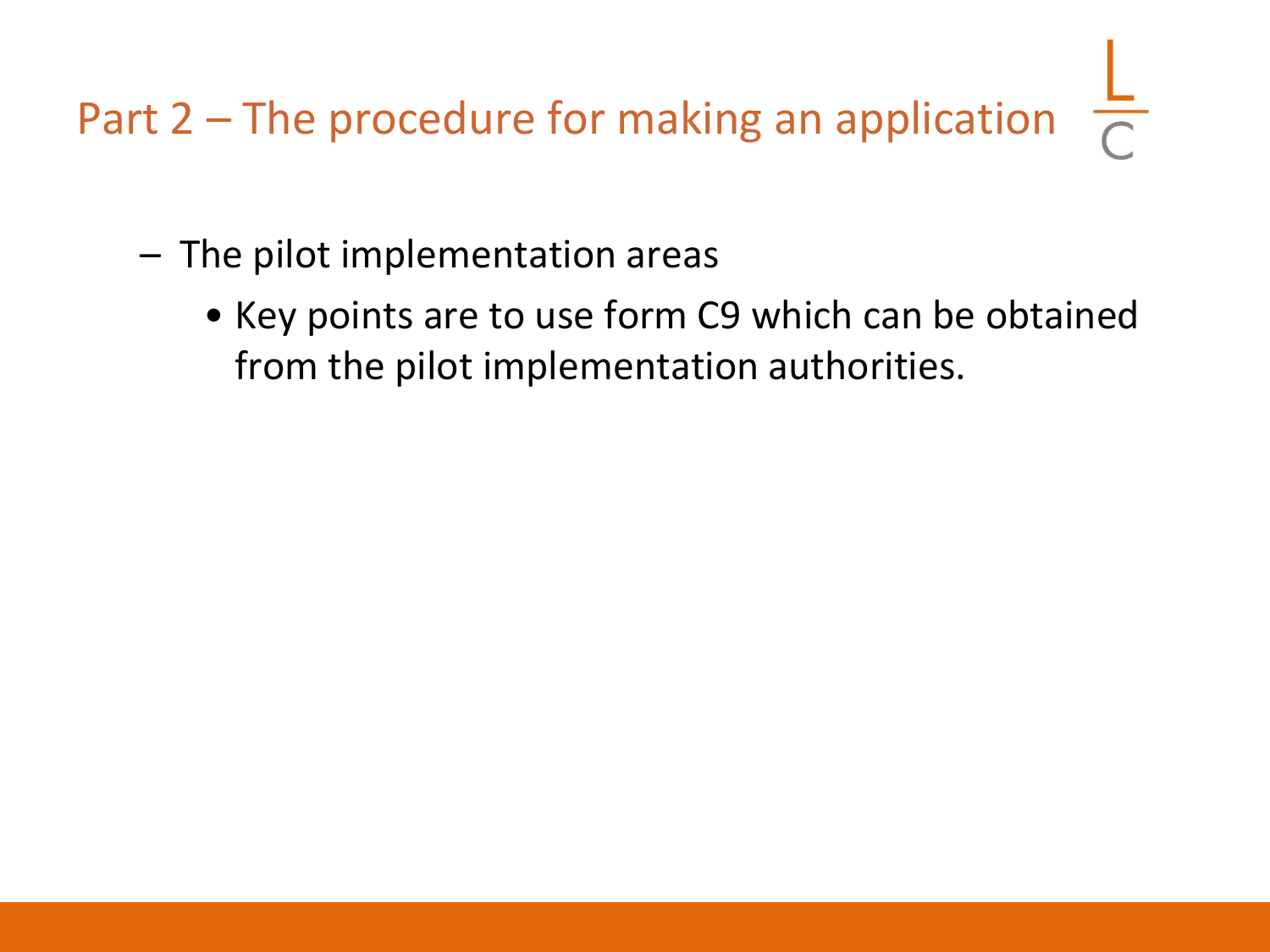## Part 2 – The procedure for making an application

- The pilot implementation areas
  - Key points are to use form C9 which can be obtained from the pilot implementation authorities.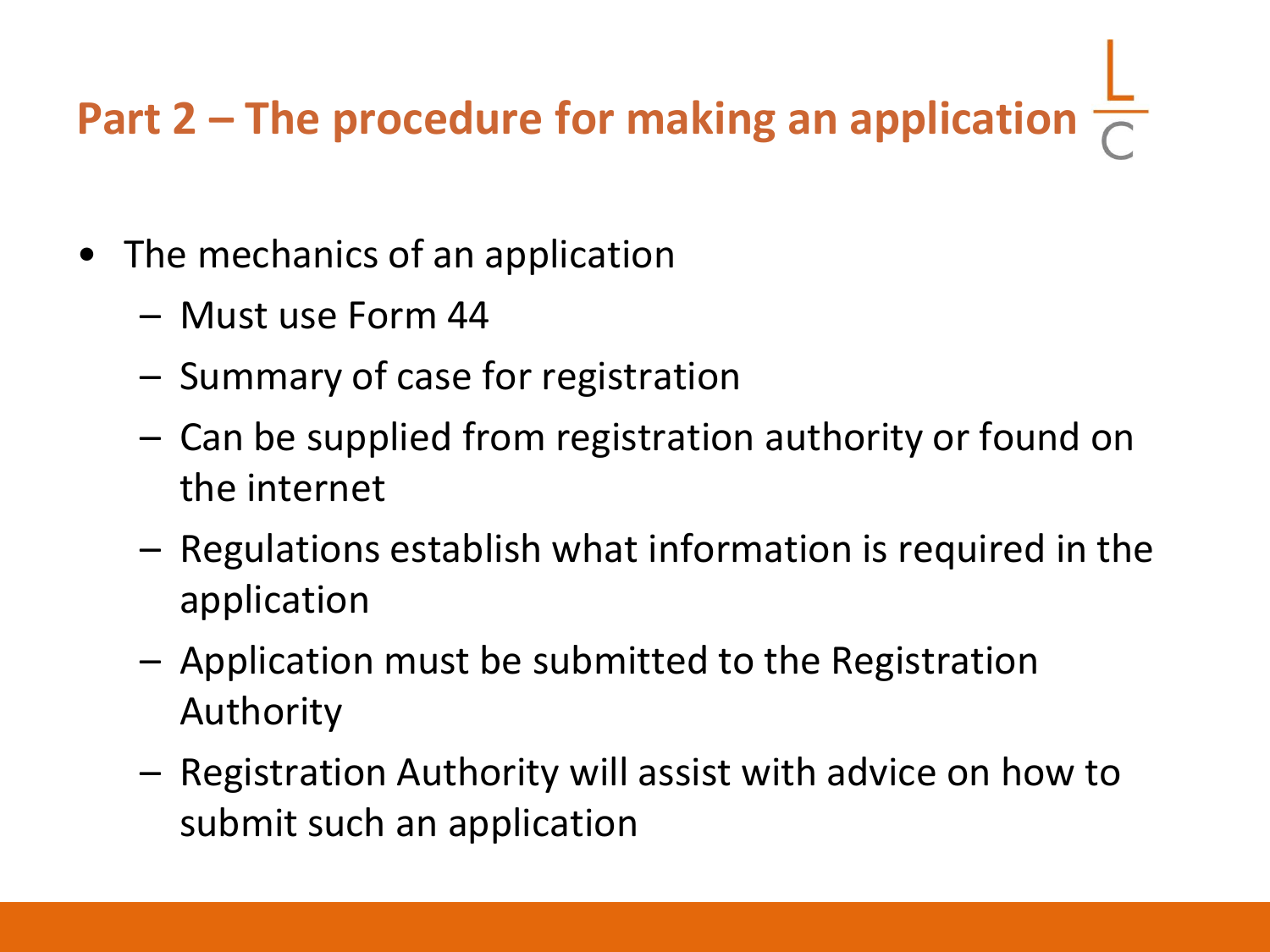# Part 2 – The procedure for making an application

- The mechanics of an application
  - Must use Form 44
  - Summary of case for registration
  - Can be supplied from registration authority or found on the internet
  - Regulations establish what information is required in the application
  - Application must be submitted to the Registration Authority
  - Registration Authority will assist with advice on how to submit such an application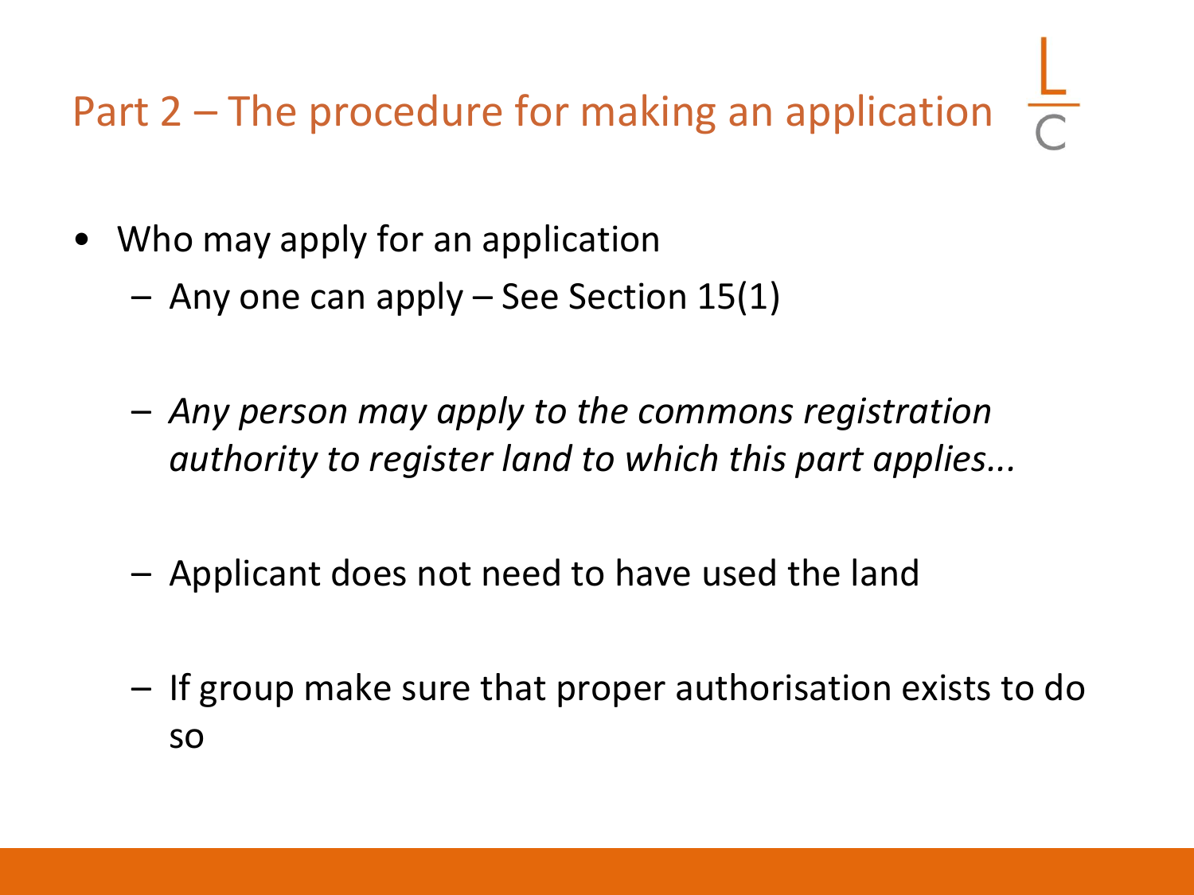## Part 2 – The procedure for making an application

- Who may apply for an application
  - Any one can apply – See Section 15(1)
  - *Any person may apply to the commons registration authority to register land to which this part applies...*
  - Applicant does not need to have used the land
  - If group make sure that proper authorisation exists to do so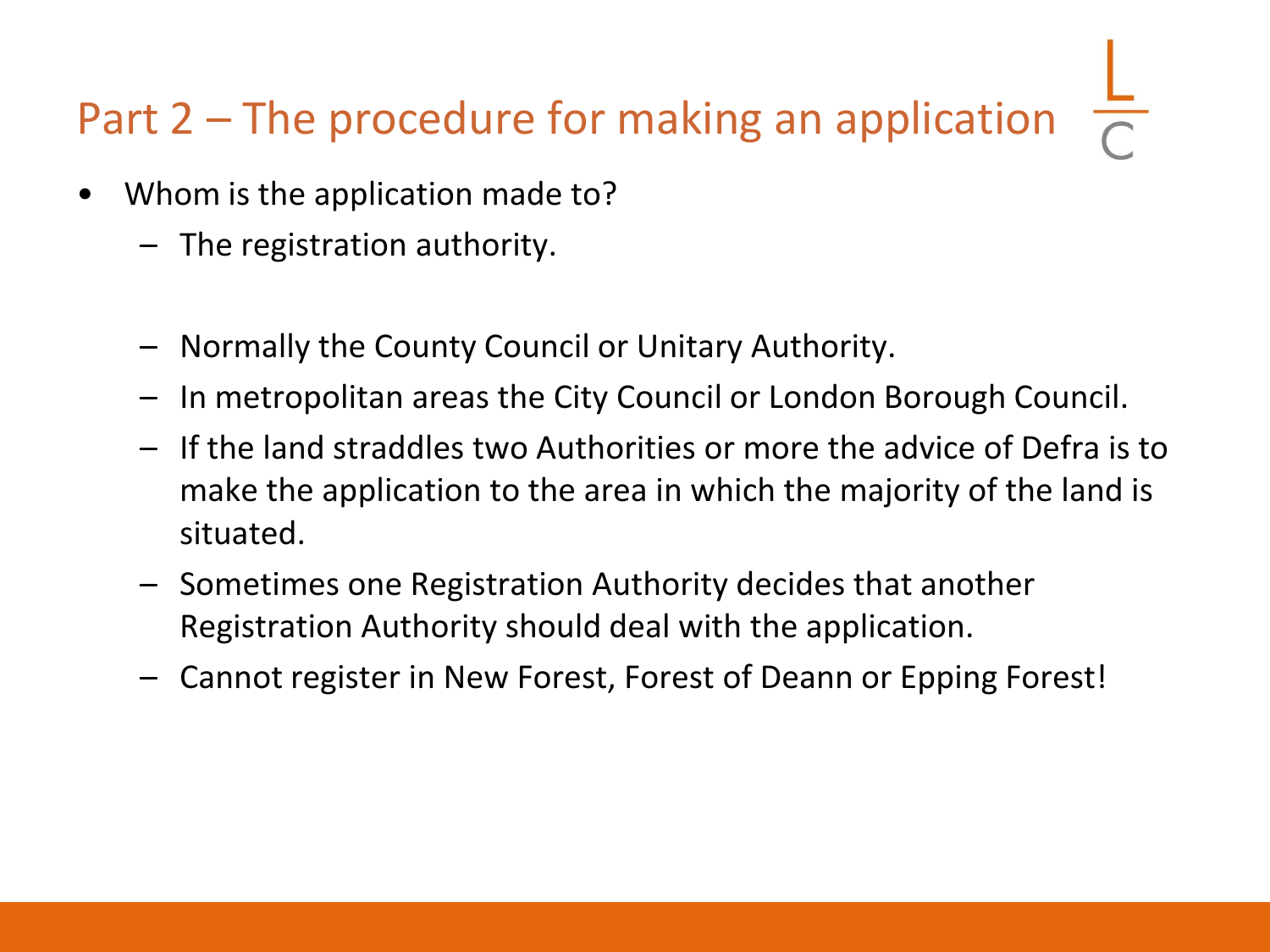## Part 2 – The procedure for making an application

- Whom is the application made to?
  - The registration authority.
  - Normally the County Council or Unitary Authority.
  - In metropolitan areas the City Council or London Borough Council.
  - If the land straddles two Authorities or more the advice of Defra is to make the application to the area in which the majority of the land is situated.
  - Sometimes one Registration Authority decides that another Registration Authority should deal with the application.
  - Cannot register in New Forest, Forest of Deann or Epping Forest!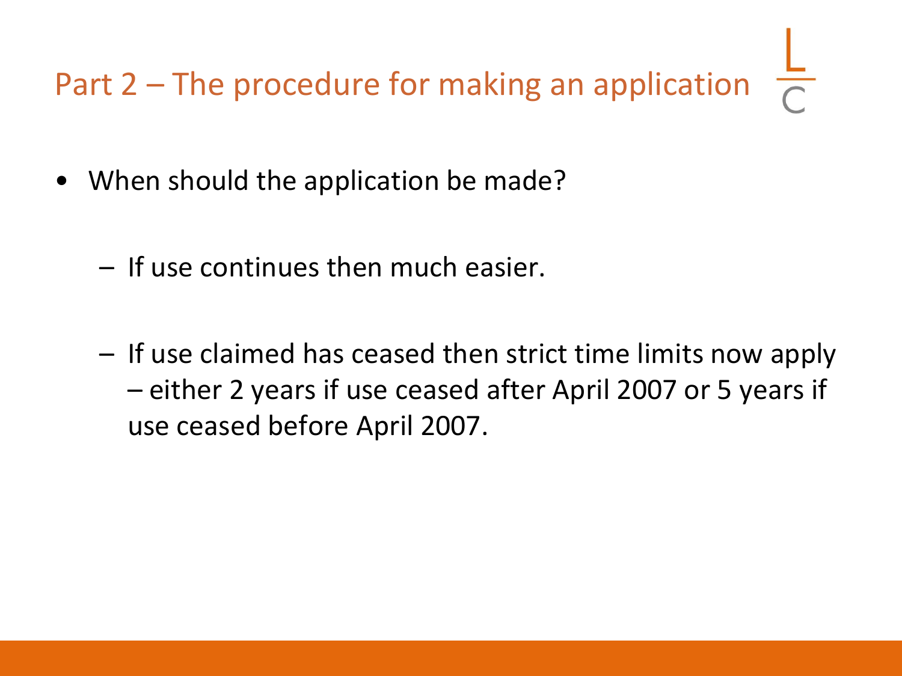## Part 2 – The procedure for making an application

- When should the application be made?
  - If use continues then much easier.
  - If use claimed has ceased then strict time limits now apply – either 2 years if use ceased after April 2007 or 5 years if use ceased before April 2007.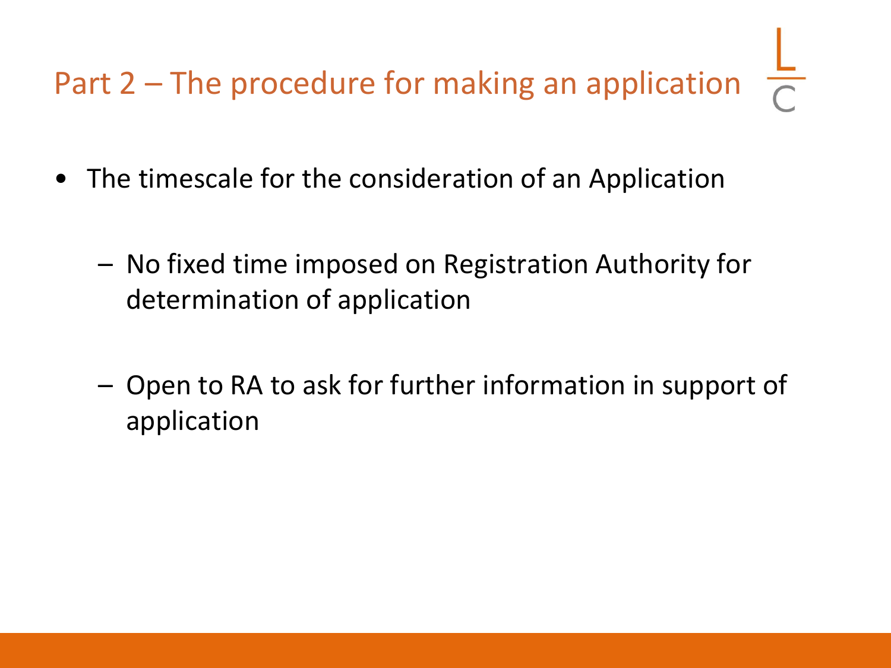## Part 2 – The procedure for making an application

- The timescale for the consideration of an Application
  - No fixed time imposed on Registration Authority for determination of application
  - Open to RA to ask for further information in support of application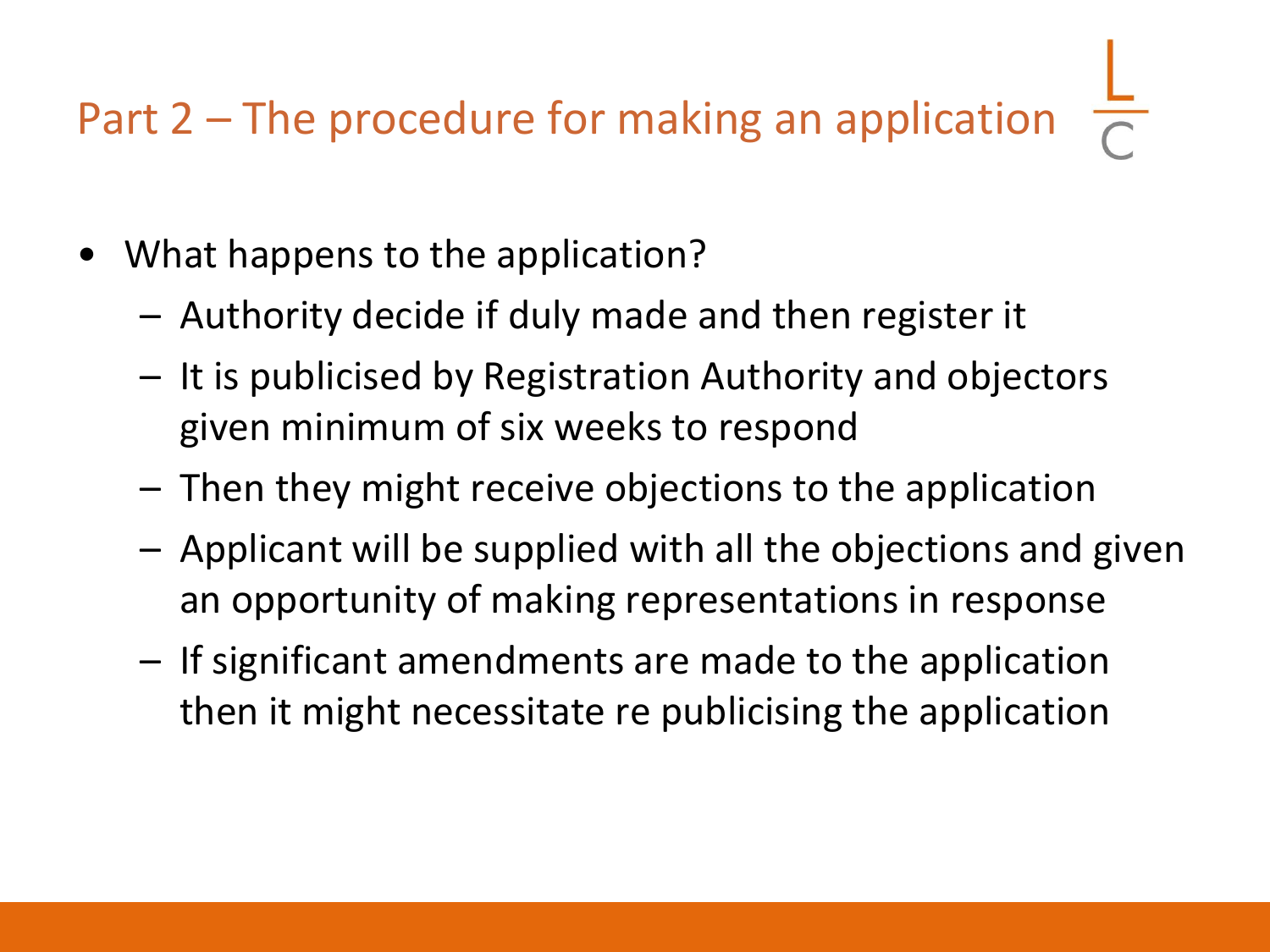## Part 2 – The procedure for making an application

- What happens to the application?
  - Authority decide if duly made and then register it
  - It is publicised by Registration Authority and objectors given minimum of six weeks to respond
  - Then they might receive objections to the application
  - Applicant will be supplied with all the objections and given an opportunity of making representations in response
  - If significant amendments are made to the application then it might necessitate re publicising the application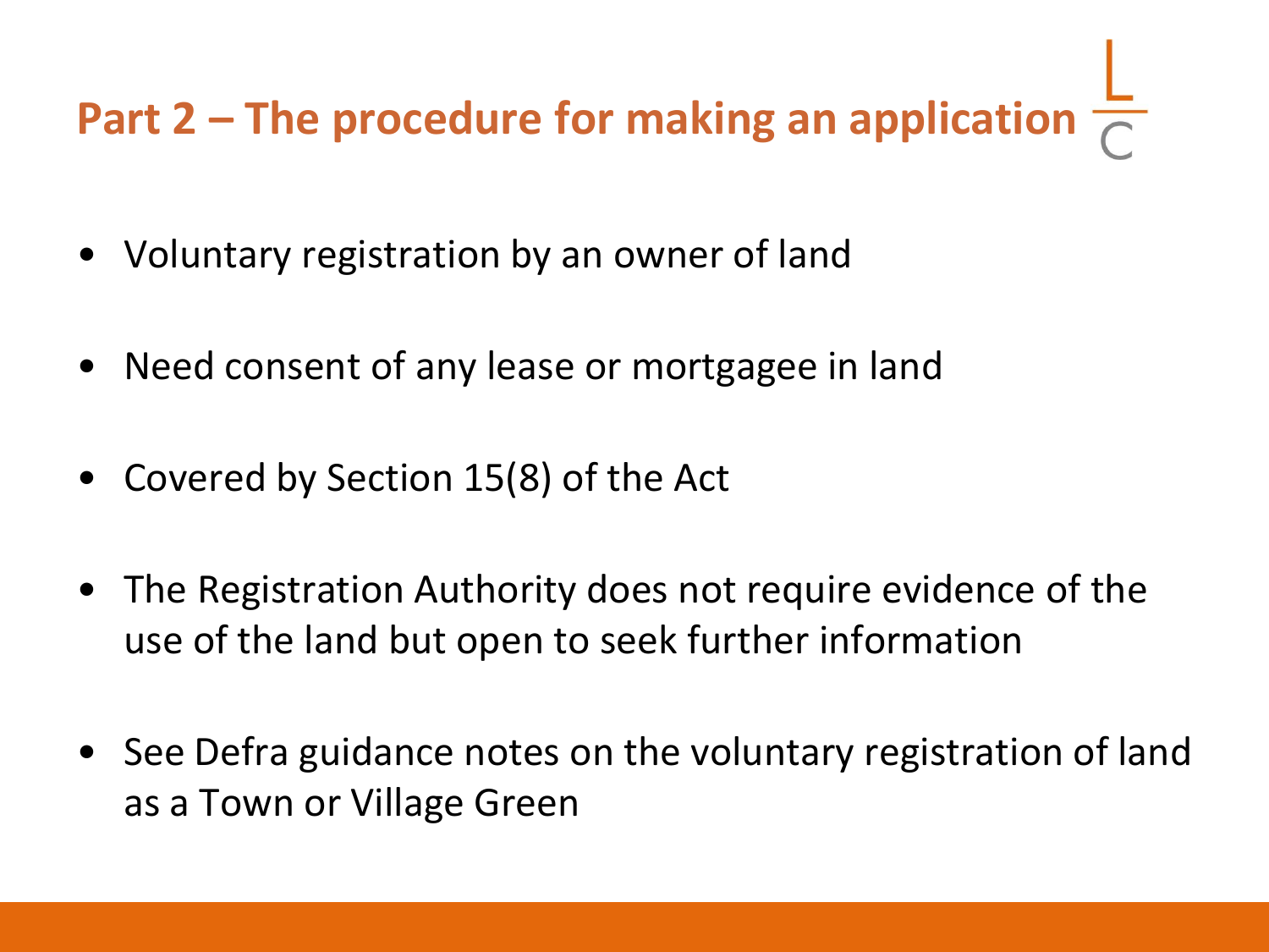## Part 2 – The procedure for making an application

- Voluntary registration by an owner of land
- Need consent of any lease or mortgagee in land
- Covered by Section 15(8) of the Act
- The Registration Authority does not require evidence of the use of the land but open to seek further information
- See Defra guidance notes on the voluntary registration of land as a Town or Village Green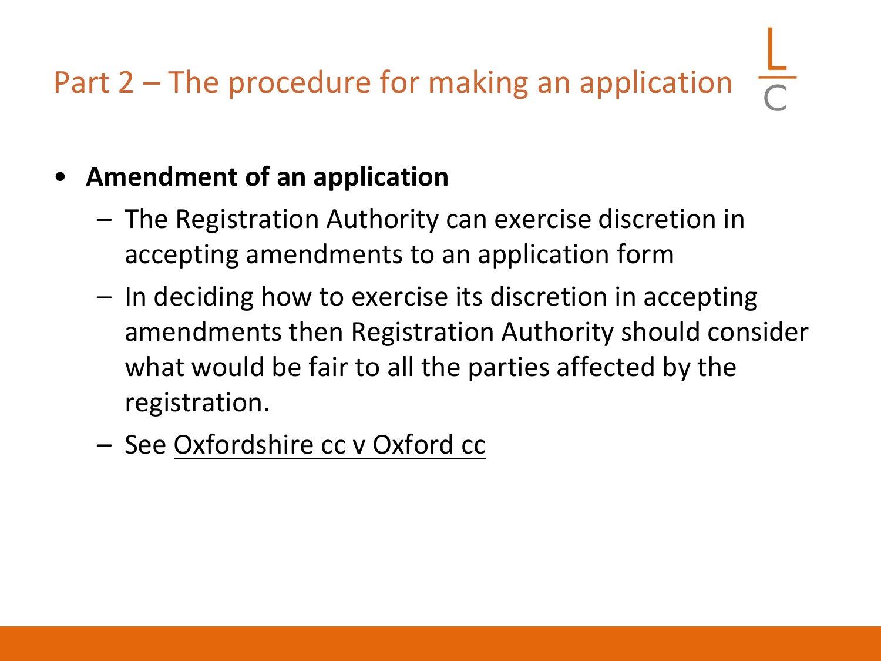# Part 2 – The procedure for making an application

- **Amendment of an application**
  - The Registration Authority can exercise discretion in accepting amendments to an application form
  - In deciding how to exercise its discretion in accepting amendments then Registration Authority should consider what would be fair to all the parties affected by the registration.
  - See Oxfordshire cc v Oxford cc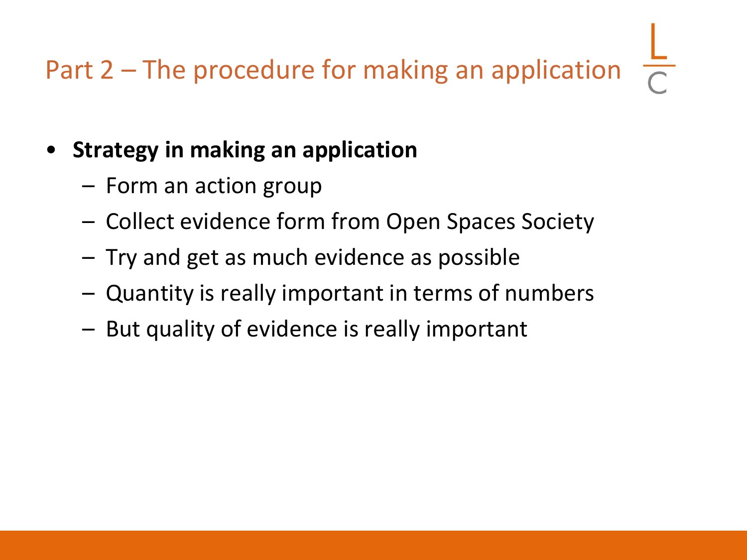# Part 2 – The procedure for making an application

- **Strategy in making an application**
  - Form an action group
  - Collect evidence form from Open Spaces Society
  - Try and get as much evidence as possible
  - Quantity is really important in terms of numbers
  - But quality of evidence is really important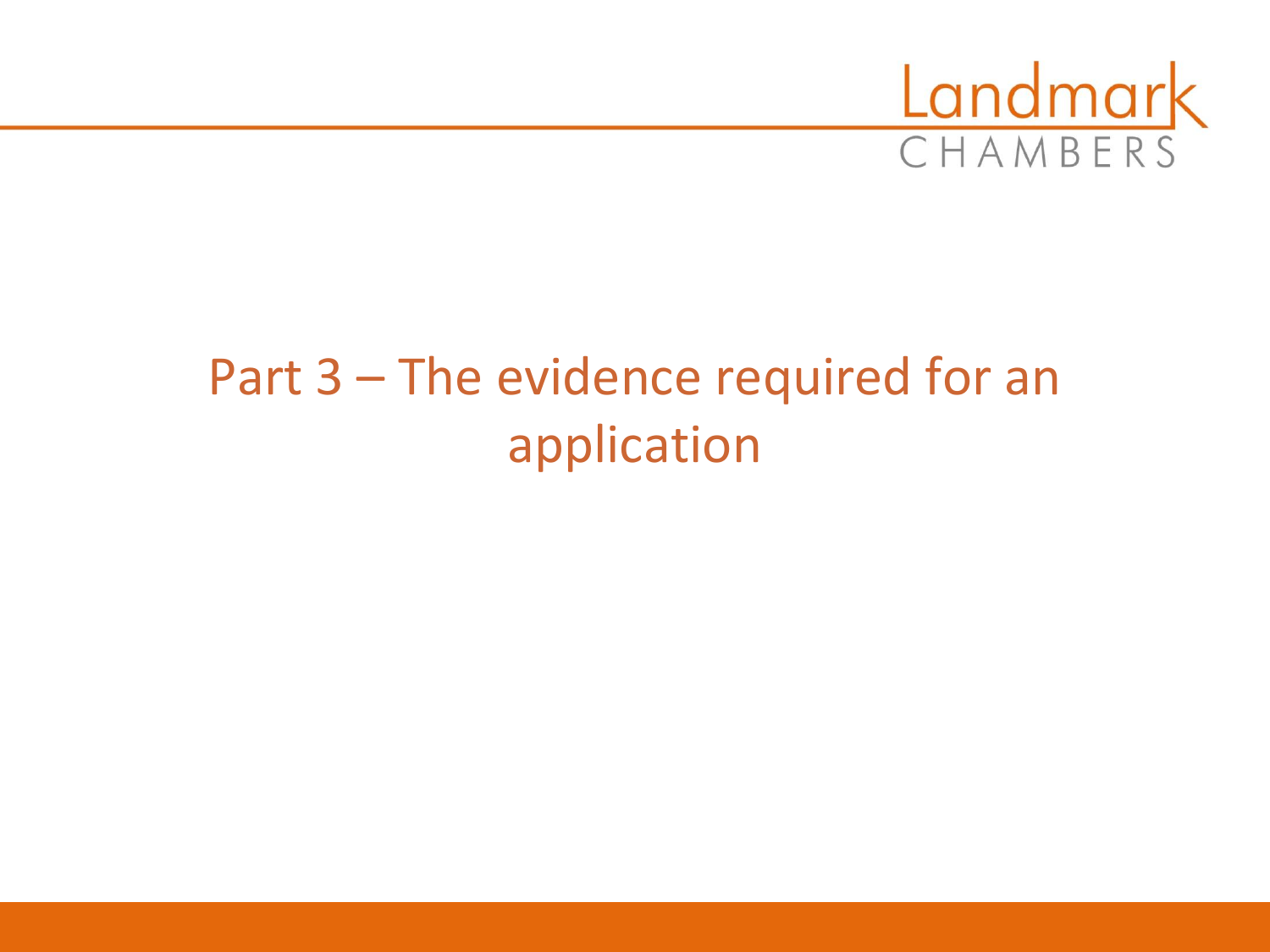# Part 3 – The evidence required for an application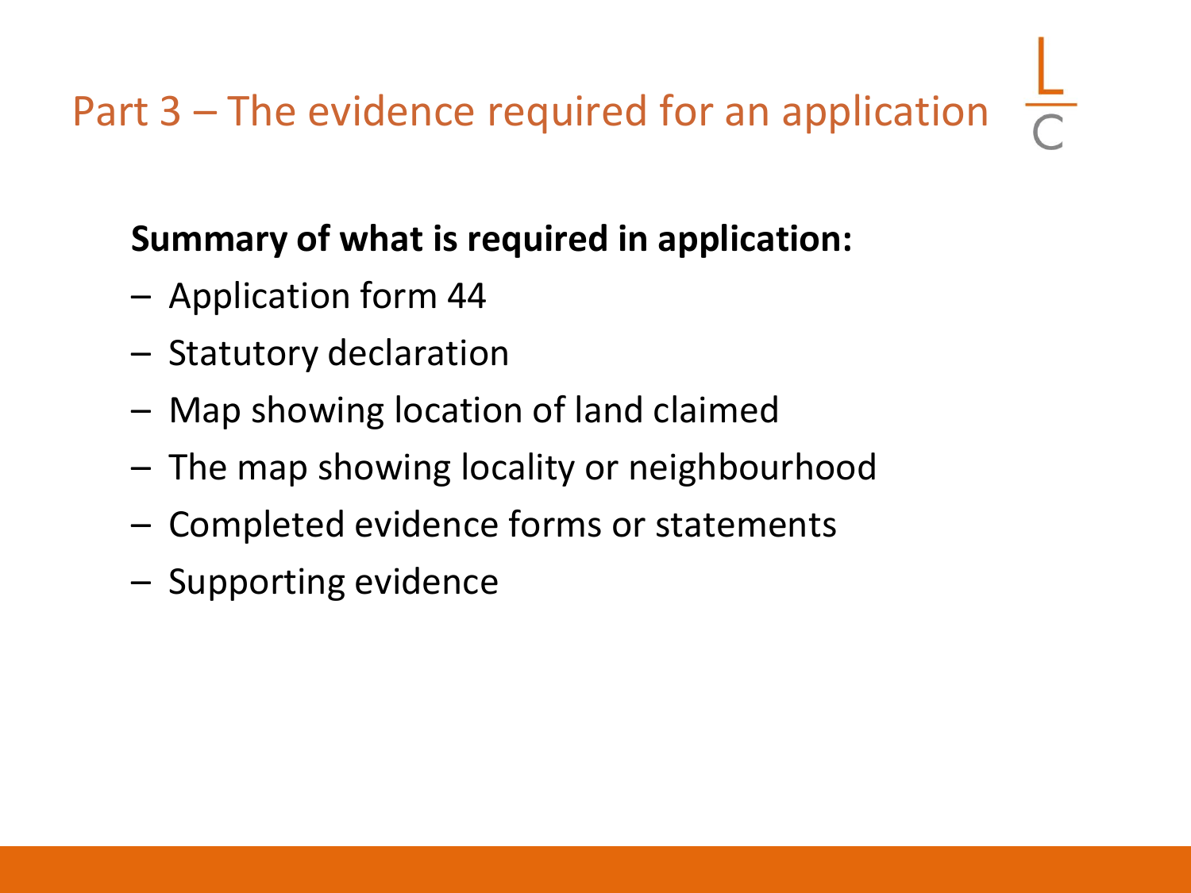# Part 3 – The evidence required for an application

**Summary of what is required in application:**

- Application form 44
- Statutory declaration
- Map showing location of land claimed
- The map showing locality or neighbourhood
- Completed evidence forms or statements
- Supporting evidence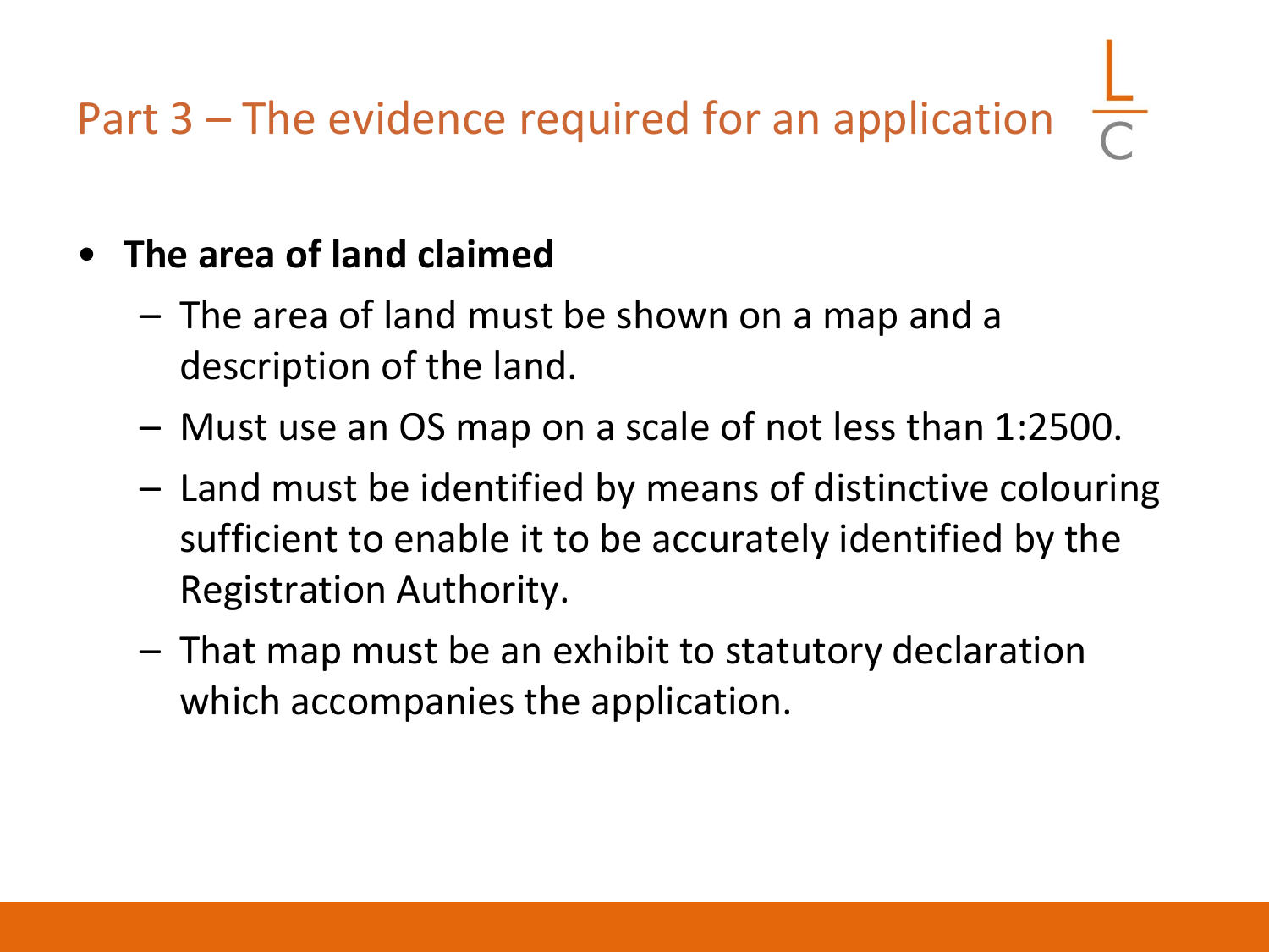# Part 3 – The evidence required for an application

- **The area of land claimed**
  - The area of land must be shown on a map and a description of the land.
  - Must use an OS map on a scale of not less than 1:2500.
  - Land must be identified by means of distinctive colouring sufficient to enable it to be accurately identified by the Registration Authority.
  - That map must be an exhibit to statutory declaration which accompanies the application.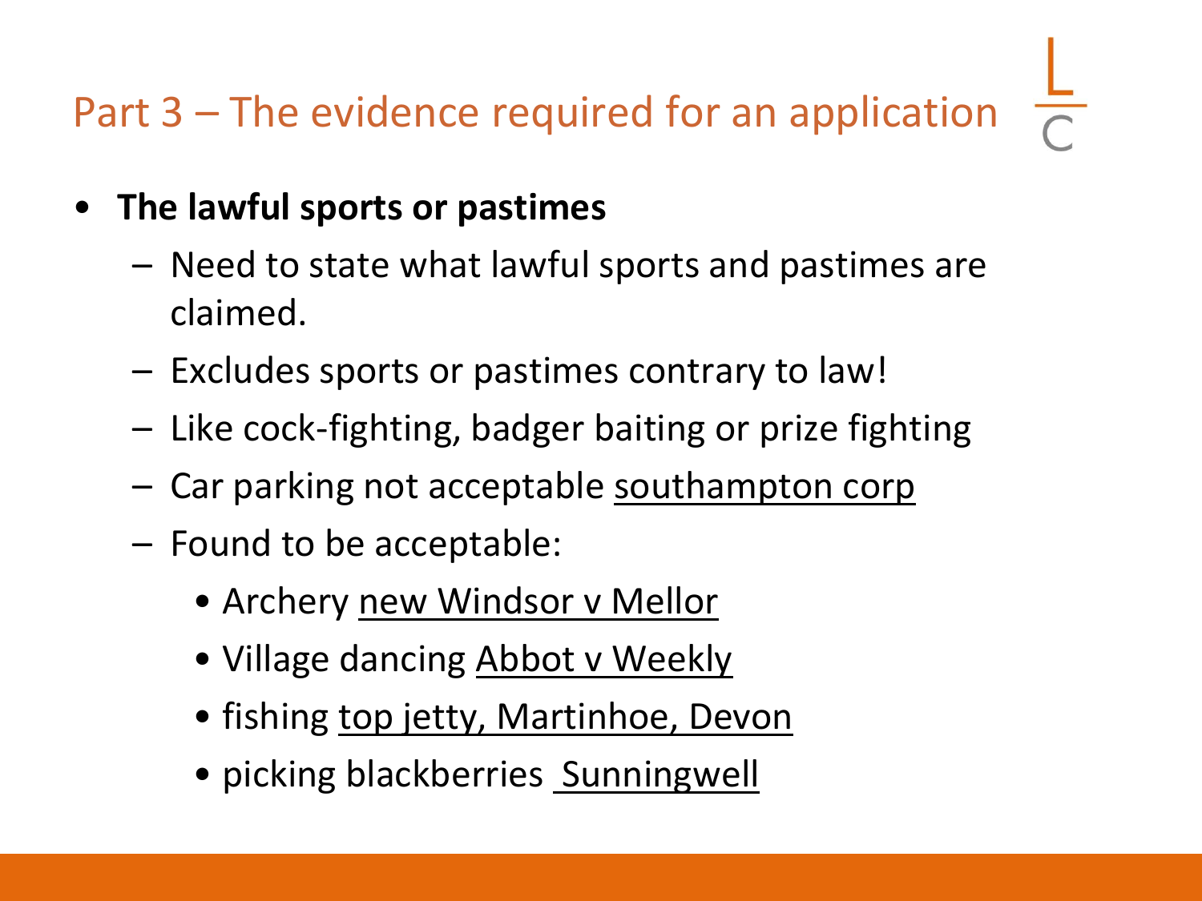## Part 3 – The evidence required for an application

- **The lawful sports or pastimes**
  - Need to state what lawful sports and pastimes are claimed.
  - Excludes sports or pastimes contrary to law!
  - Like cock-fighting, badger baiting or prize fighting
  - Car parking not acceptable southampton corp
  - Found to be acceptable:
    - Archery new Windsor v Mellor
    - Village dancing Abbot v Weekly
    - fishing top jetty, Martinhoe, Devon
    - picking blackberries Sunningwell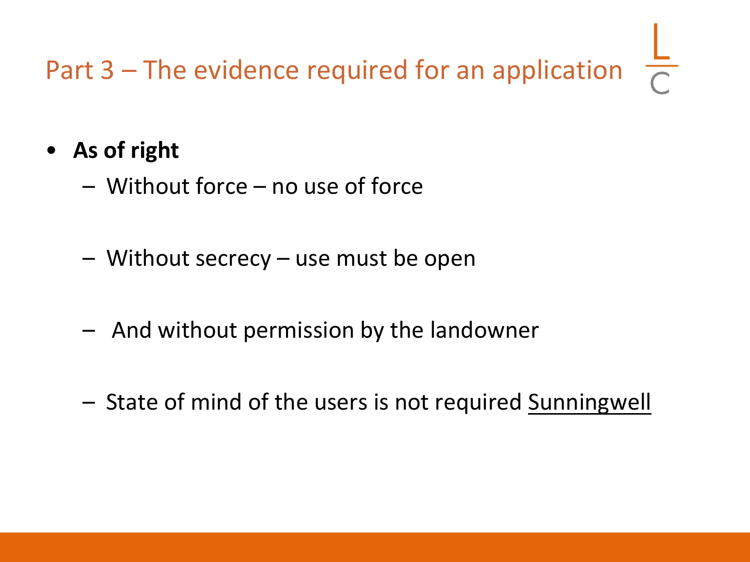# Part 3 – The evidence required for an application

- **As of right**
  - Without force – no use of force
  - Without secrecy – use must be open
  - And without permission by the landowner
  - State of mind of the users is not required <u>Sunningwell</u>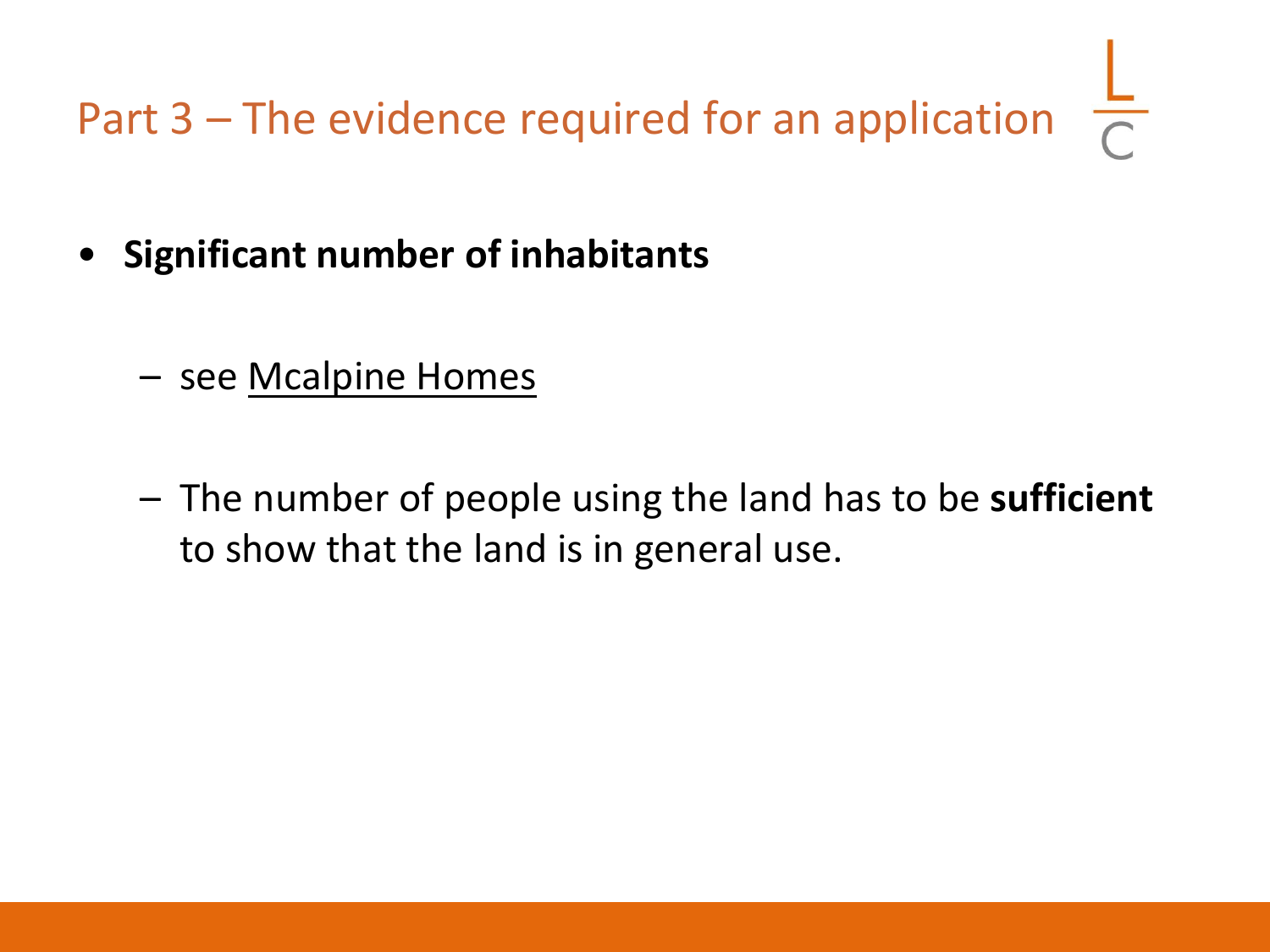# Part 3 – The evidence required for an application

- **Significant number of inhabitants**
  - see <u>Mcalpine Homes</u>
  - The number of people using the land has to be **sufficient** to show that the land is in general use.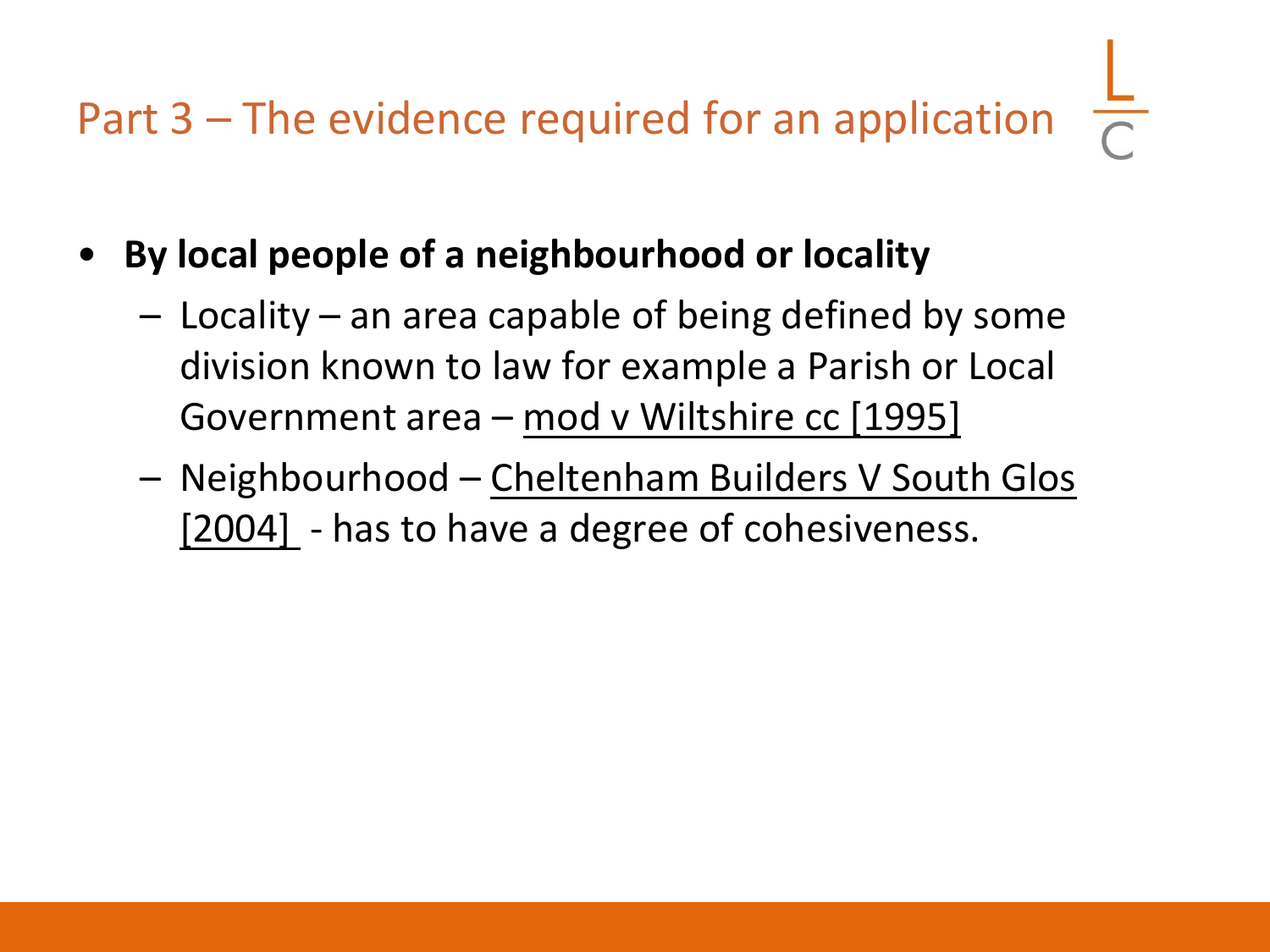## Part 3 – The evidence required for an application

- **By local people of a neighbourhood or locality**
  - Locality – an area capable of being defined by some division known to law for example a Parish or Local Government area – mod v Wiltshire cc [1995]
  - Neighbourhood – Cheltenham Builders V South Glos [2004] - has to have a degree of cohesiveness.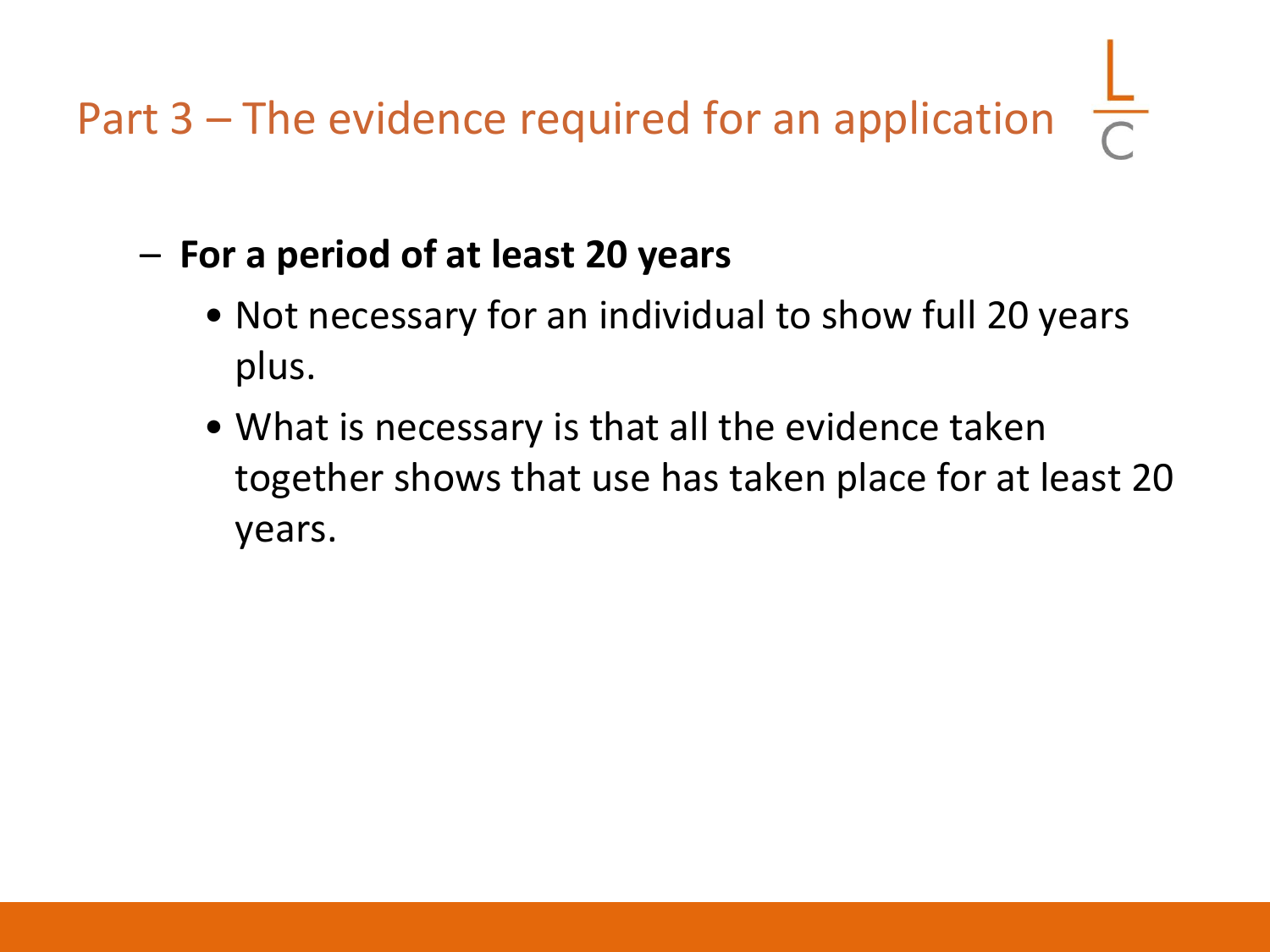# Part 3 – The evidence required for an application

- **For a period of at least 20 years**
  - Not necessary for an individual to show full 20 years plus.
  - What is necessary is that all the evidence taken together shows that use has taken place for at least 20 years.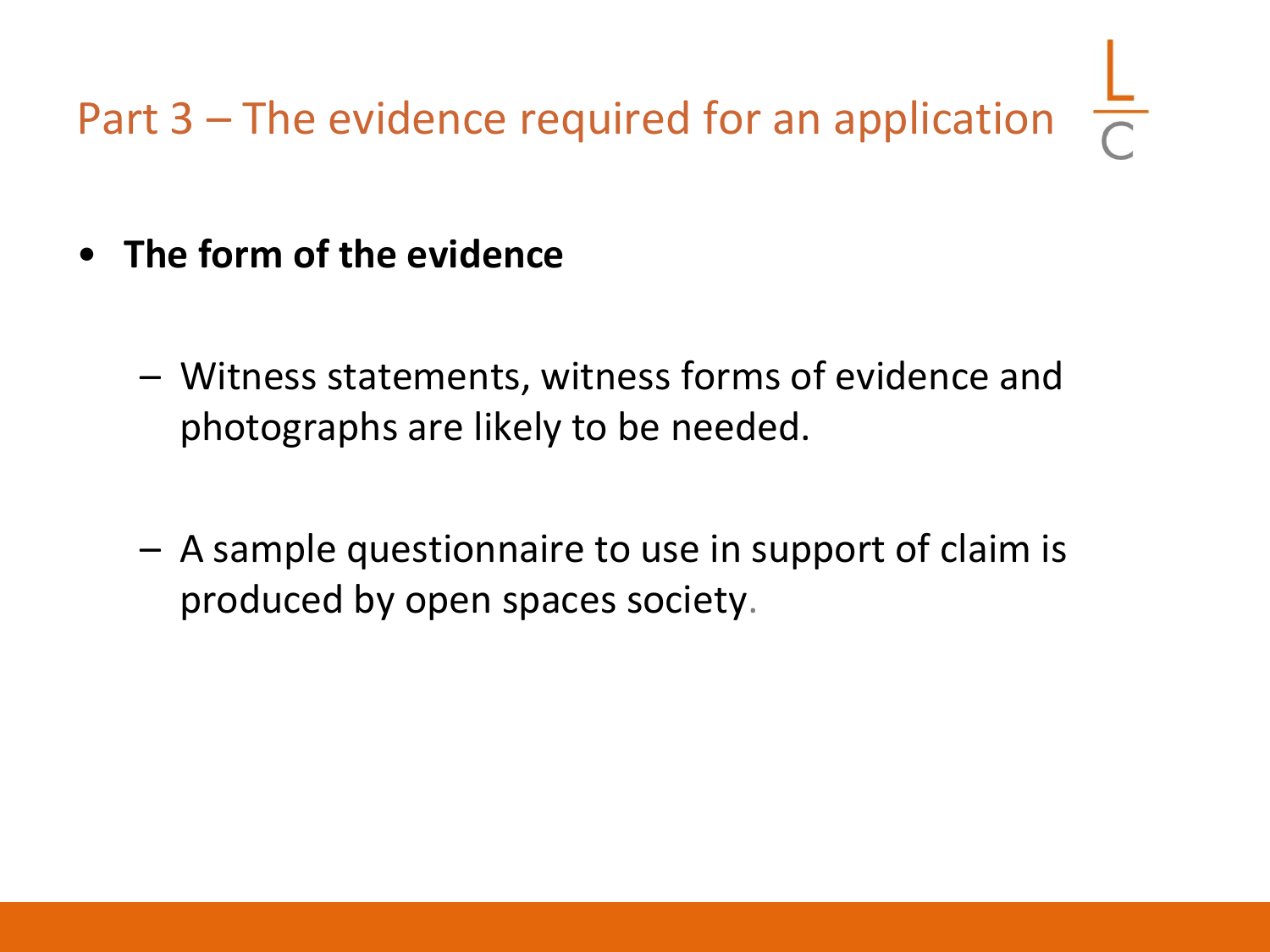# Part 3 – The evidence required for an application

- **The form of the evidence**
  - Witness statements, witness forms of evidence and photographs are likely to be needed.
  - A sample questionnaire to use in support of claim is produced by open spaces society.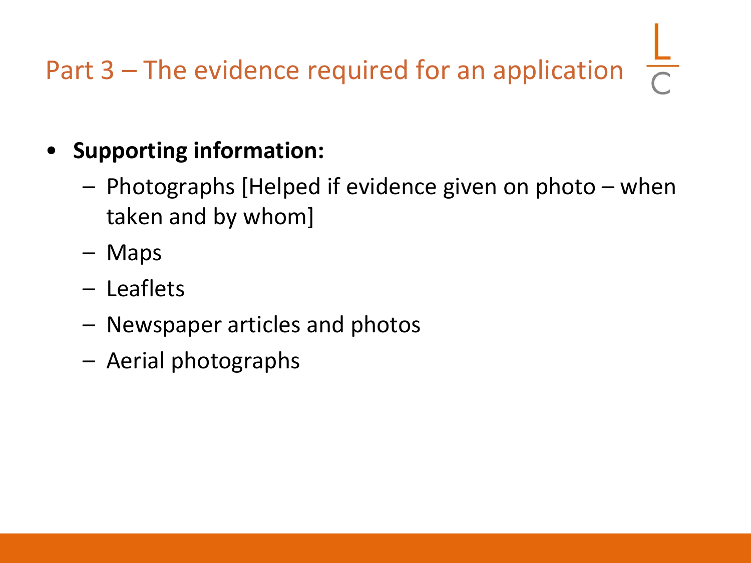# Part 3 – The evidence required for an application

- **Supporting information:**
  - Photographs [Helped if evidence given on photo – when taken and by whom]
  - Maps
  - Leaflets
  - Newspaper articles and photos
  - Aerial photographs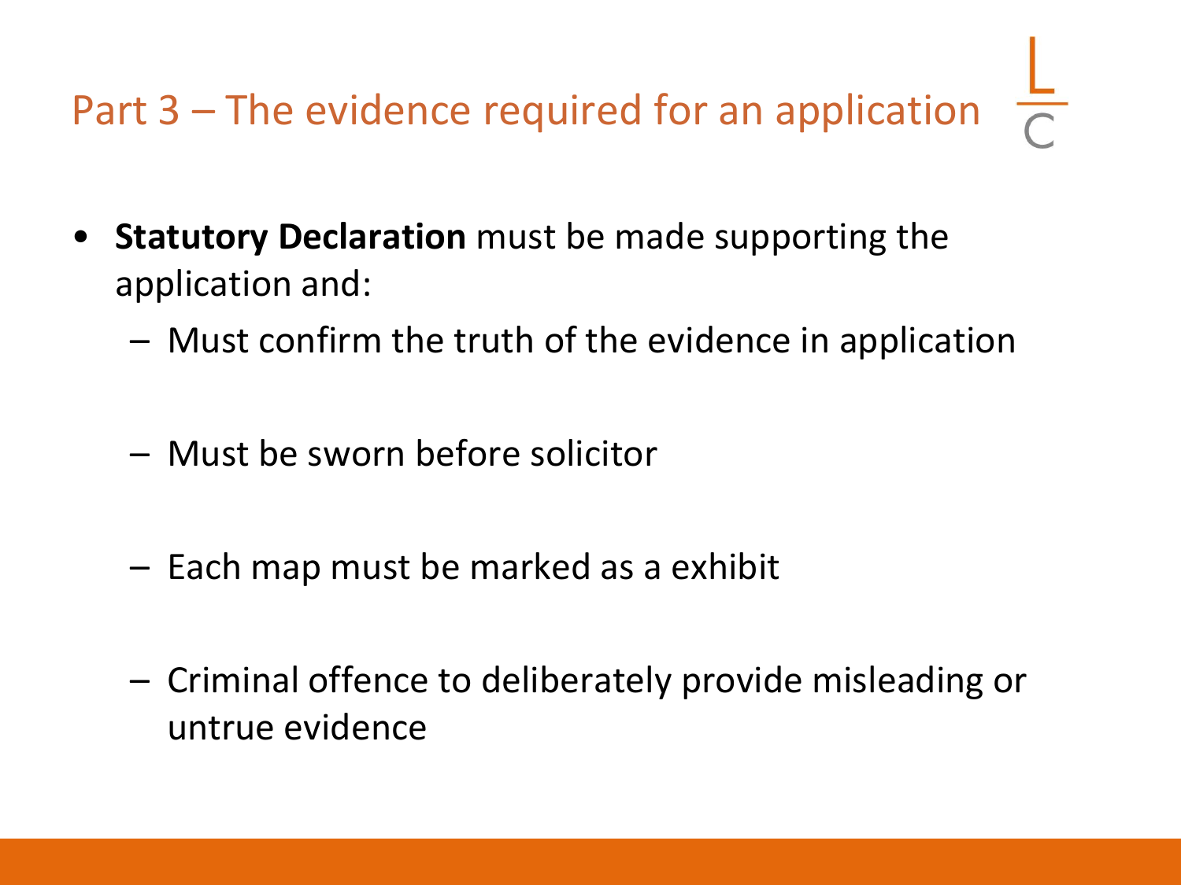# Part 3 – The evidence required for an application

- **Statutory Declaration** must be made supporting the application and:
  - Must confirm the truth of the evidence in application
  - Must be sworn before solicitor
  - Each map must be marked as a exhibit
  - Criminal offence to deliberately provide misleading or untrue evidence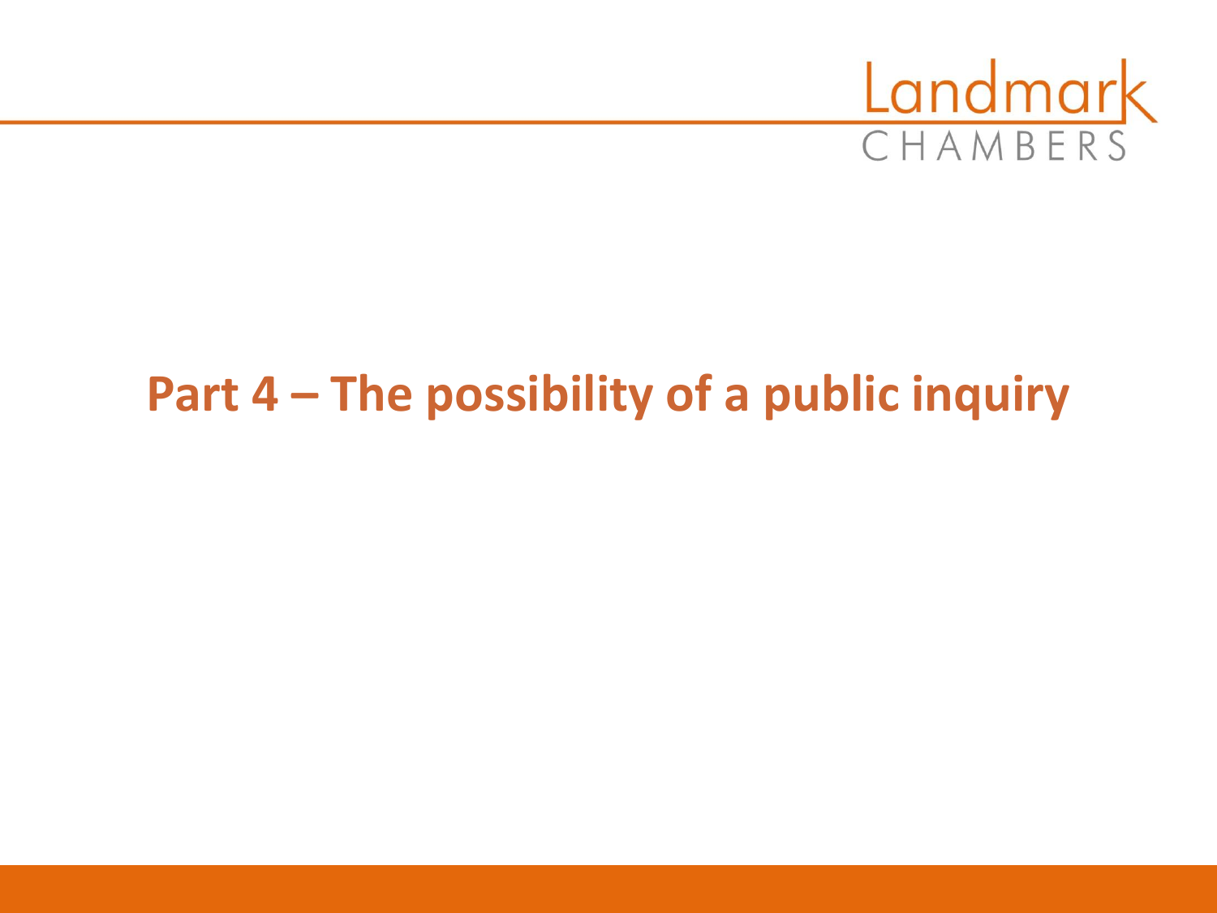# Part 4 – The possibility of a public inquiry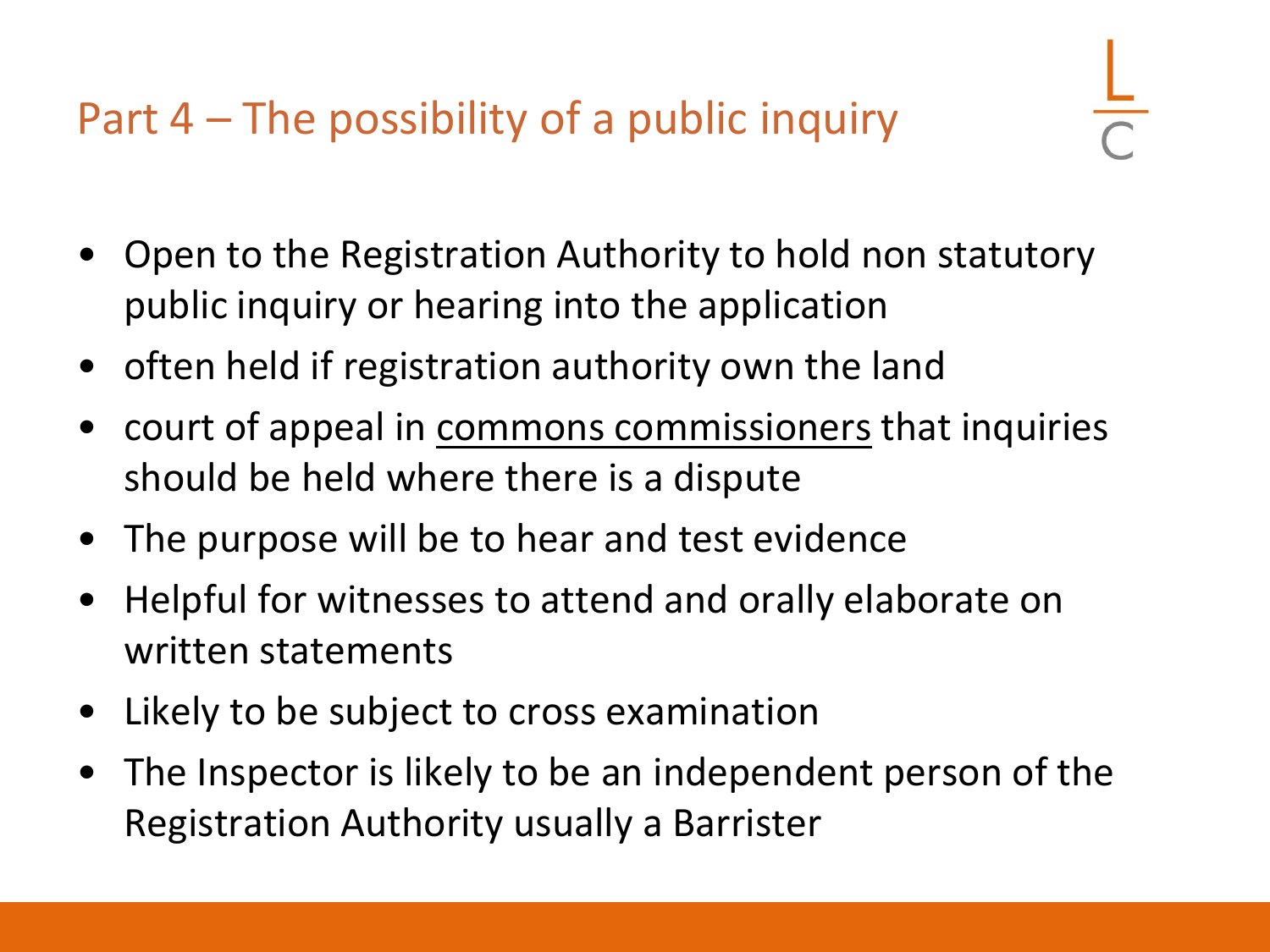## Part 4 – The possibility of a public inquiry

- Open to the Registration Authority to hold non statutory public inquiry or hearing into the application
- often held if registration authority own the land
- court of appeal in <u>commons commissioners</u> that inquiries should be held where there is a dispute
- The purpose will be to hear and test evidence
- Helpful for witnesses to attend and orally elaborate on written statements
- Likely to be subject to cross examination
- The Inspector is likely to be an independent person of the Registration Authority usually a Barrister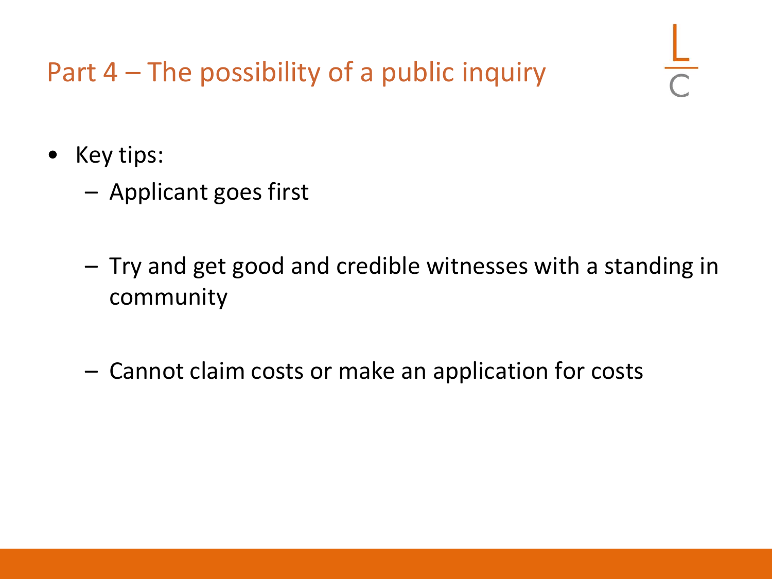# Part 4 – The possibility of a public inquiry

- Key tips:
  - Applicant goes first
  - Try and get good and credible witnesses with a standing in community
  - Cannot claim costs or make an application for costs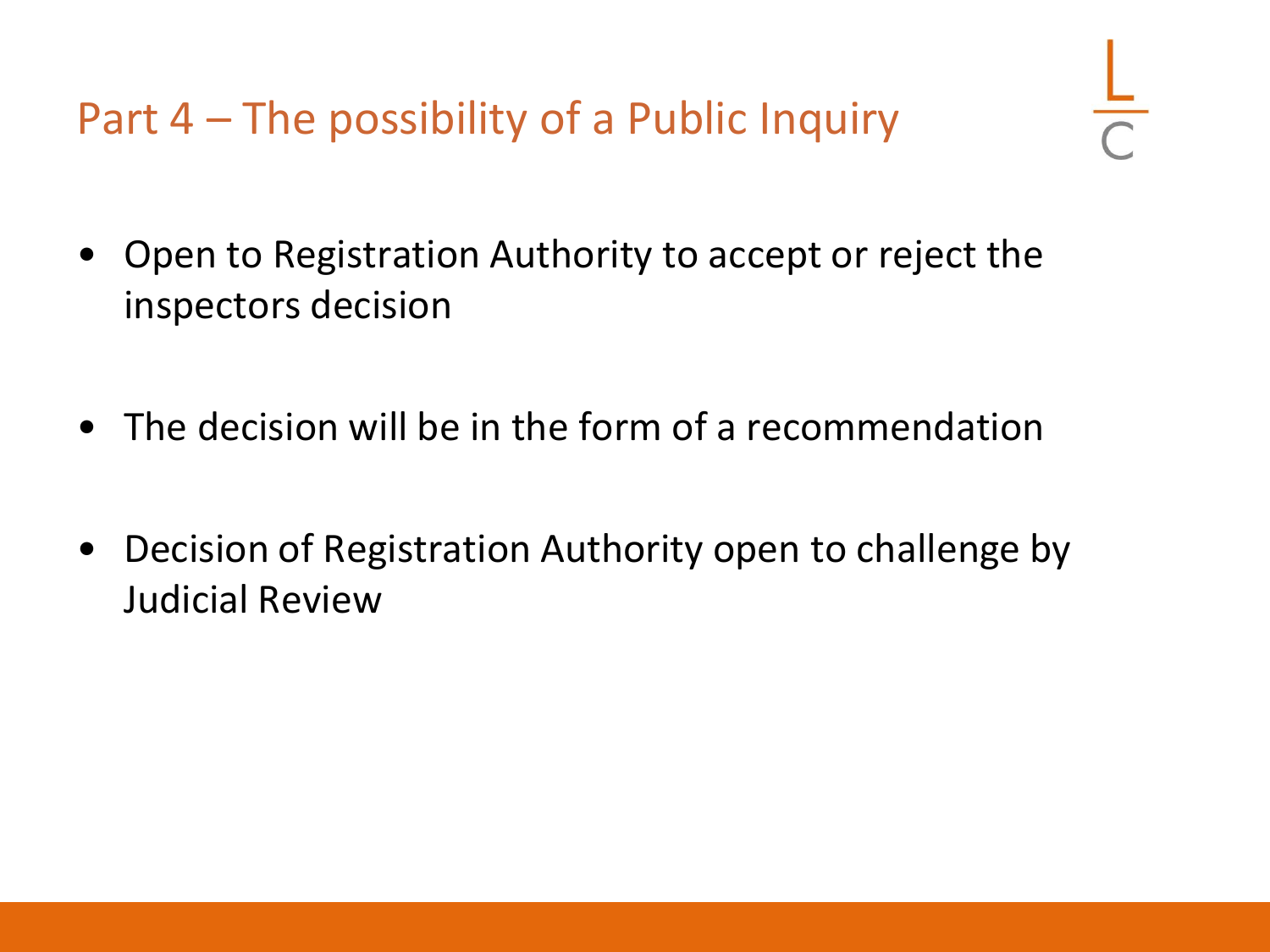## Part 4 – The possibility of a Public Inquiry

- Open to Registration Authority to accept or reject the inspectors decision
- The decision will be in the form of a recommendation
- Decision of Registration Authority open to challenge by Judicial Review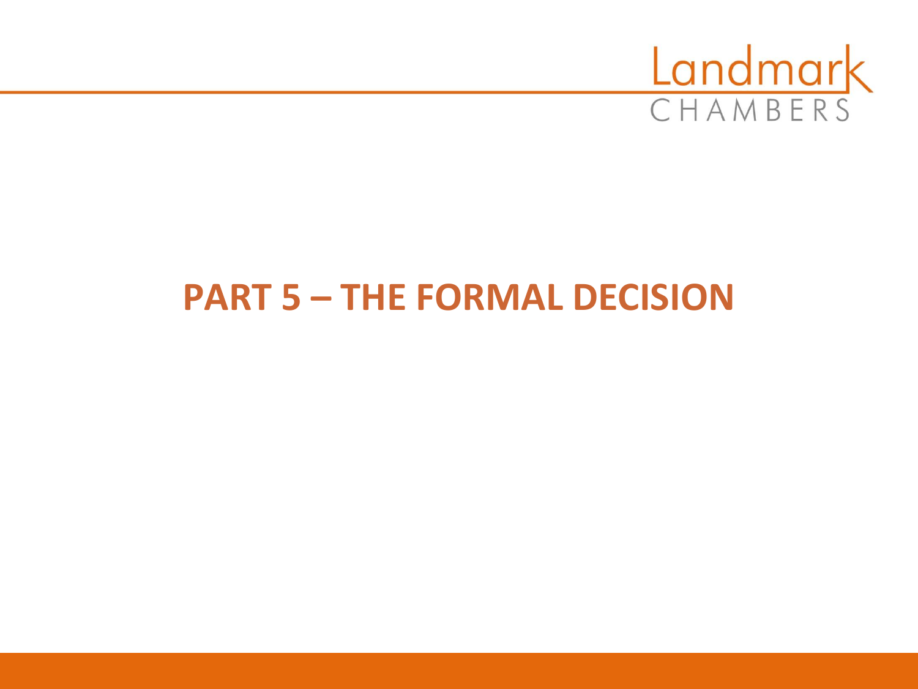# PART 5 – THE FORMAL DECISION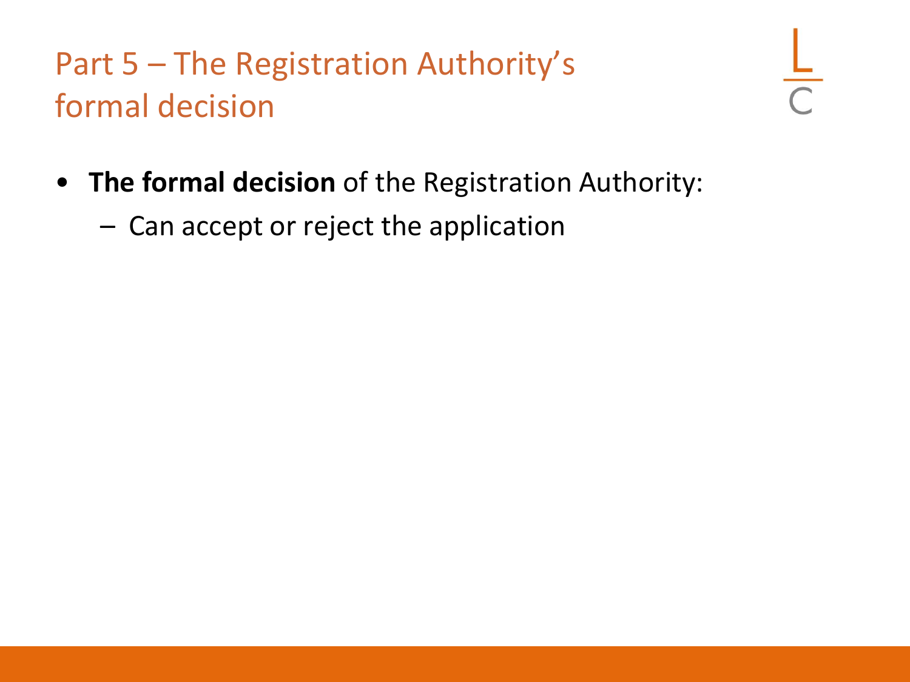# Part 5 – The Registration Authority's formal decision

- **The formal decision** of the Registration Authority:
  - Can accept or reject the application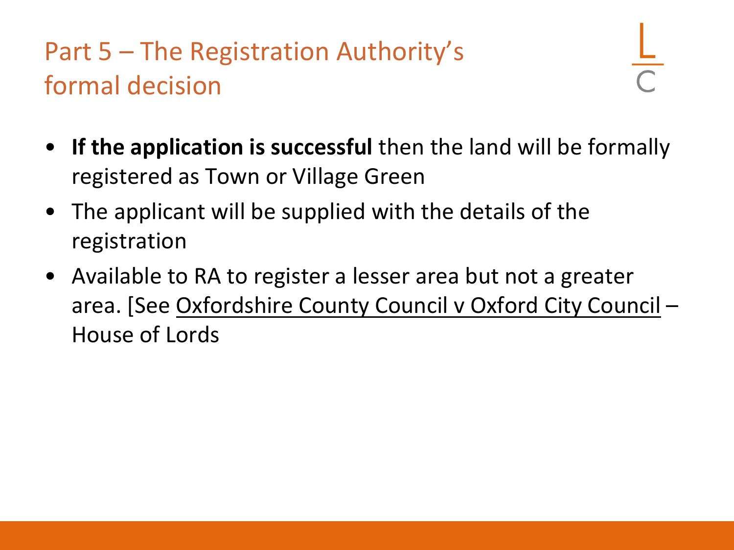# Part 5 – The Registration Authority's formal decision

- **If the application is successful** then the land will be formally registered as Town or Village Green
- The applicant will be supplied with the details of the registration
- Available to RA to register a lesser area but not a greater area. [See <u>Oxfordshire County Council v Oxford City Council</u> – House of Lords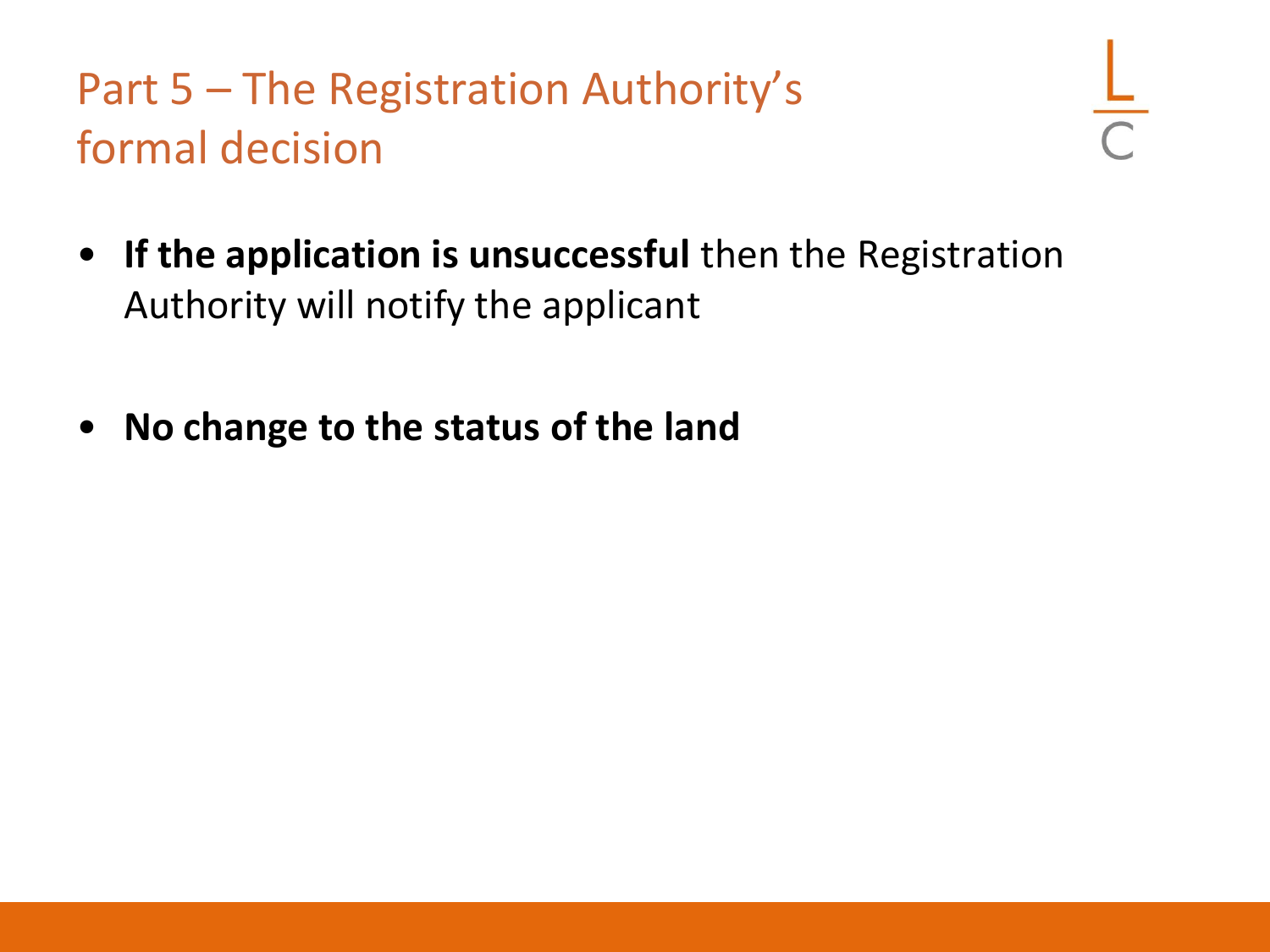# Part 5 – The Registration Authority's formal decision

- **If the application is unsuccessful** then the Registration Authority will notify the applicant

- **No change to the status of the land**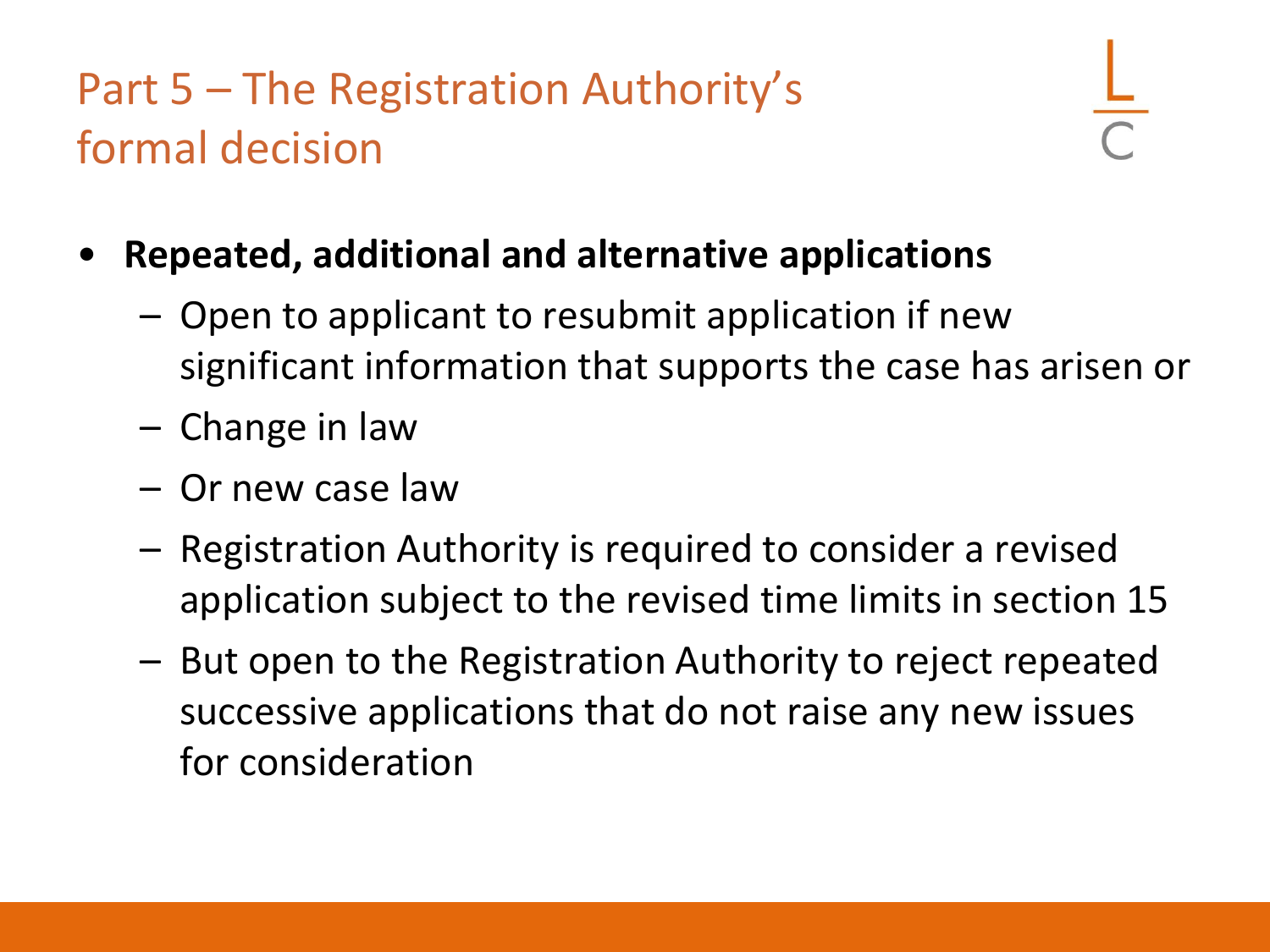# Part 5 – The Registration Authority's formal decision

- **Repeated, additional and alternative applications**
  - Open to applicant to resubmit application if new significant information that supports the case has arisen or
  - Change in law
  - Or new case law
  - Registration Authority is required to consider a revised application subject to the revised time limits in section 15
  - But open to the Registration Authority to reject repeated successive applications that do not raise any new issues for consideration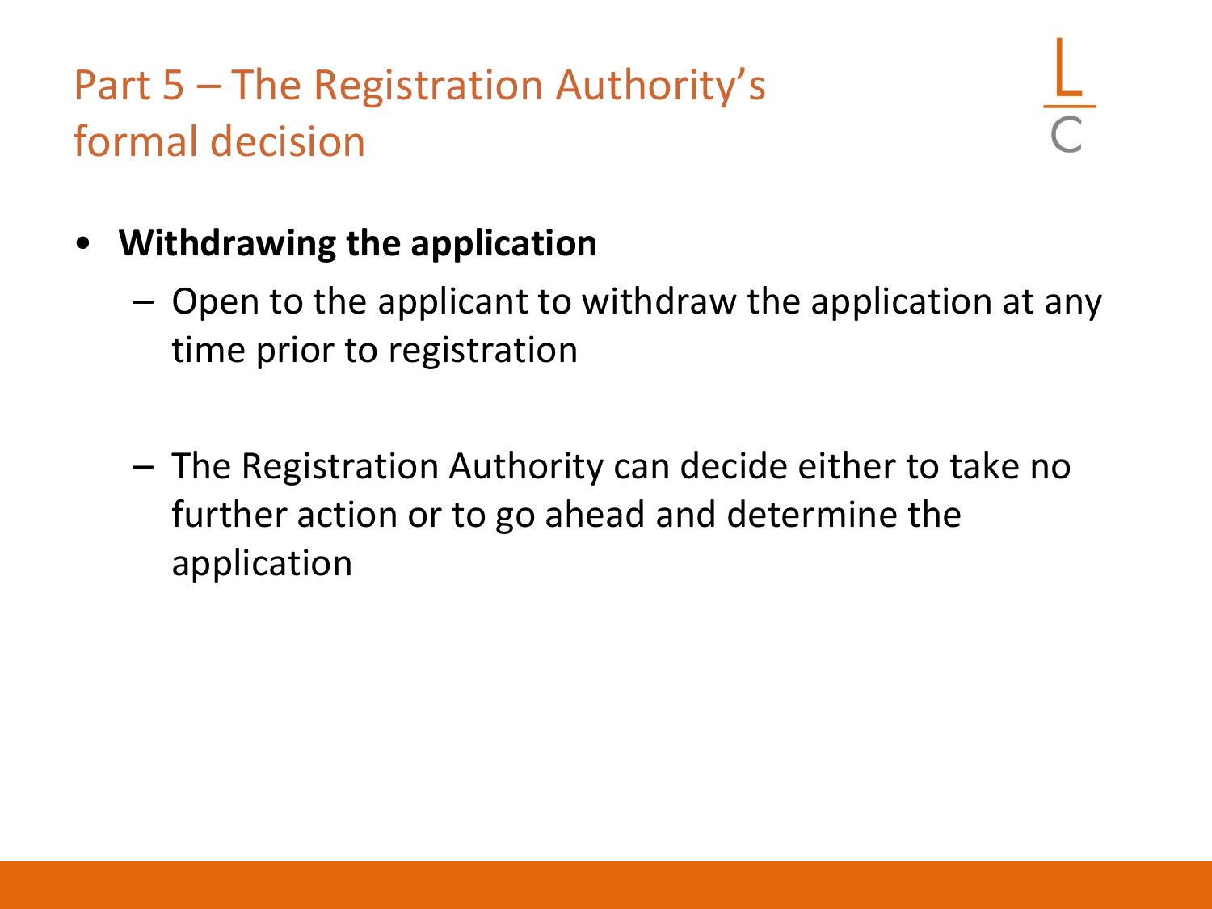# Part 5 – The Registration Authority's formal decision

- **Withdrawing the application**
  - Open to the applicant to withdraw the application at any time prior to registration
  - The Registration Authority can decide either to take no further action or to go ahead and determine the application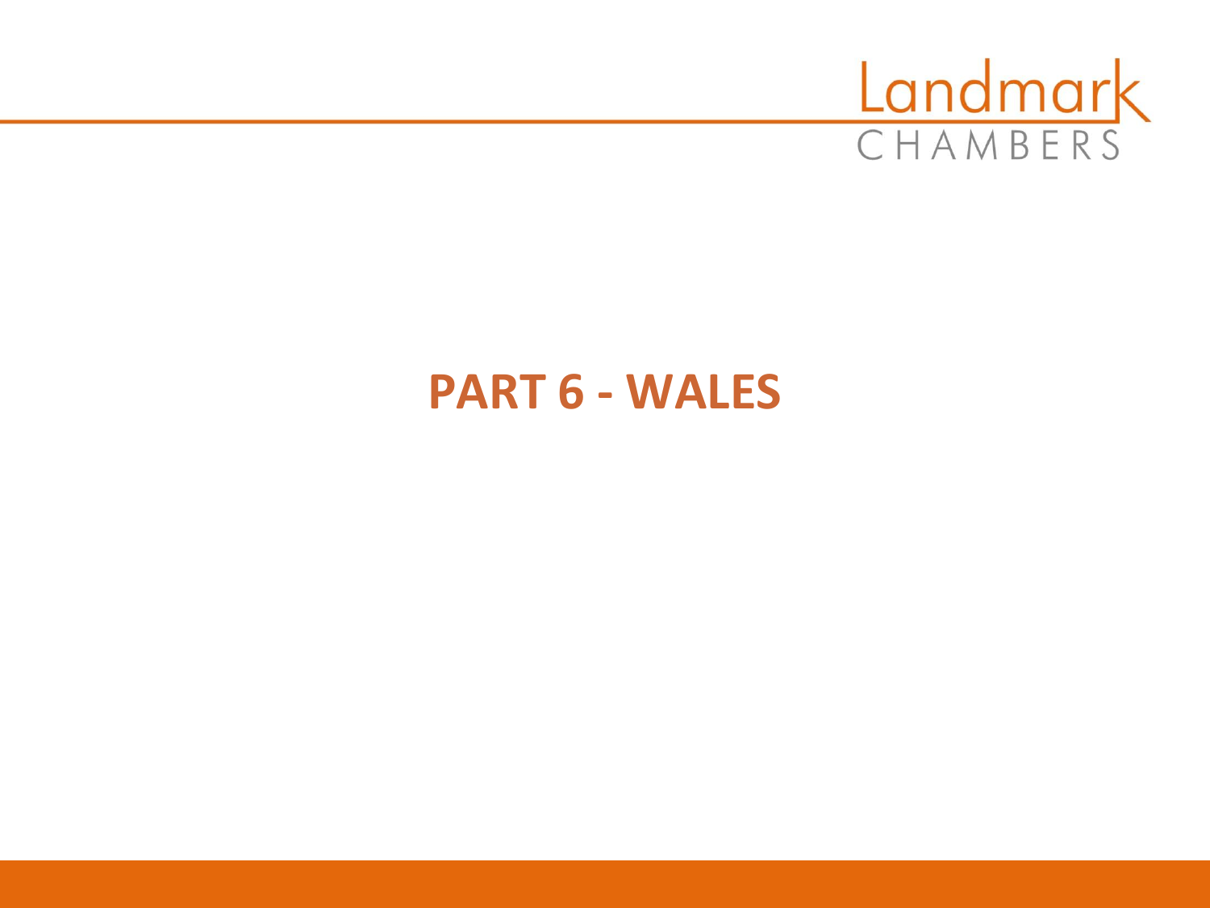# PART 6 - WALES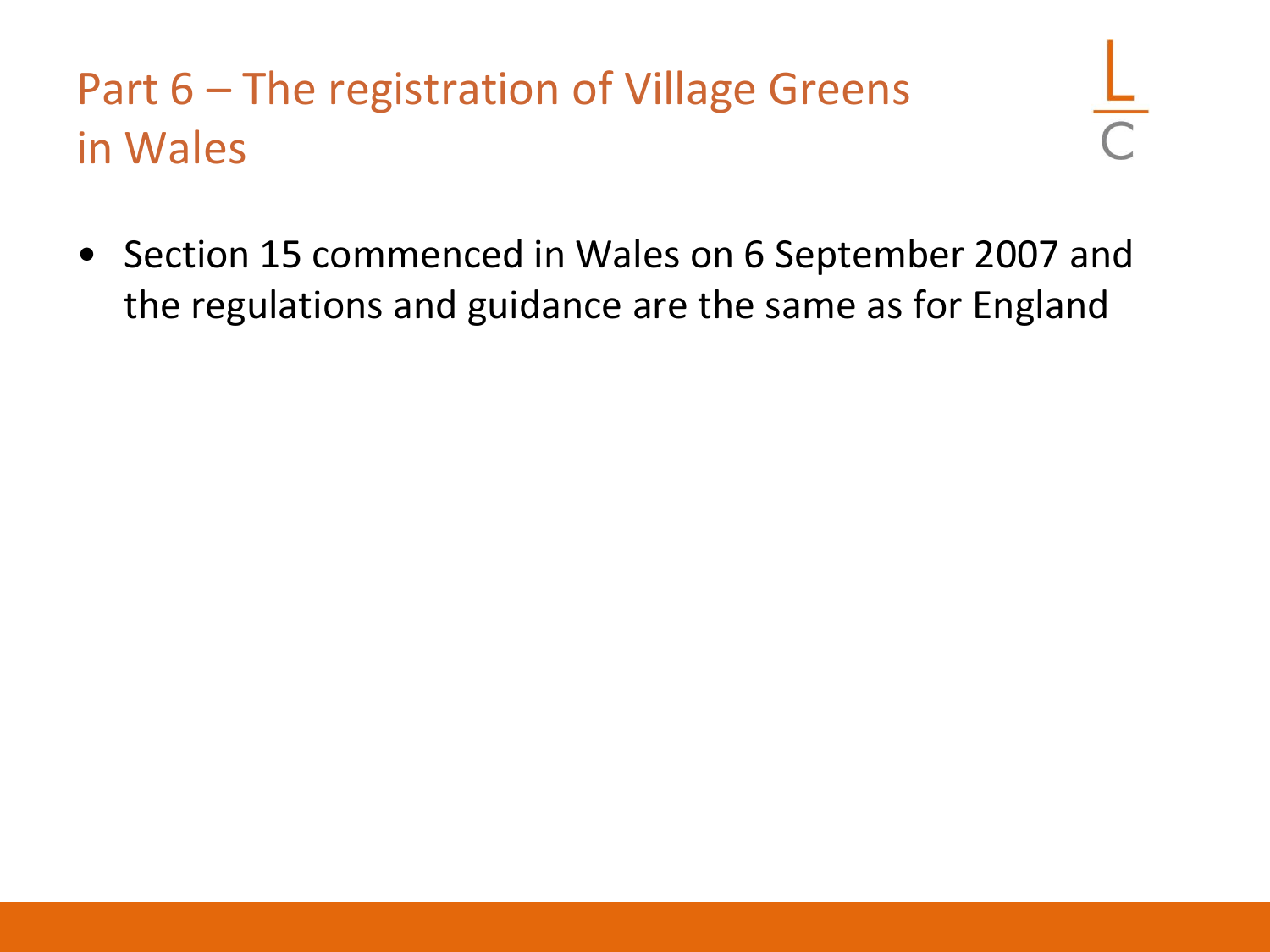## Part 6 – The registration of Village Greens in Wales

- Section 15 commenced in Wales on 6 September 2007 and the regulations and guidance are the same as for England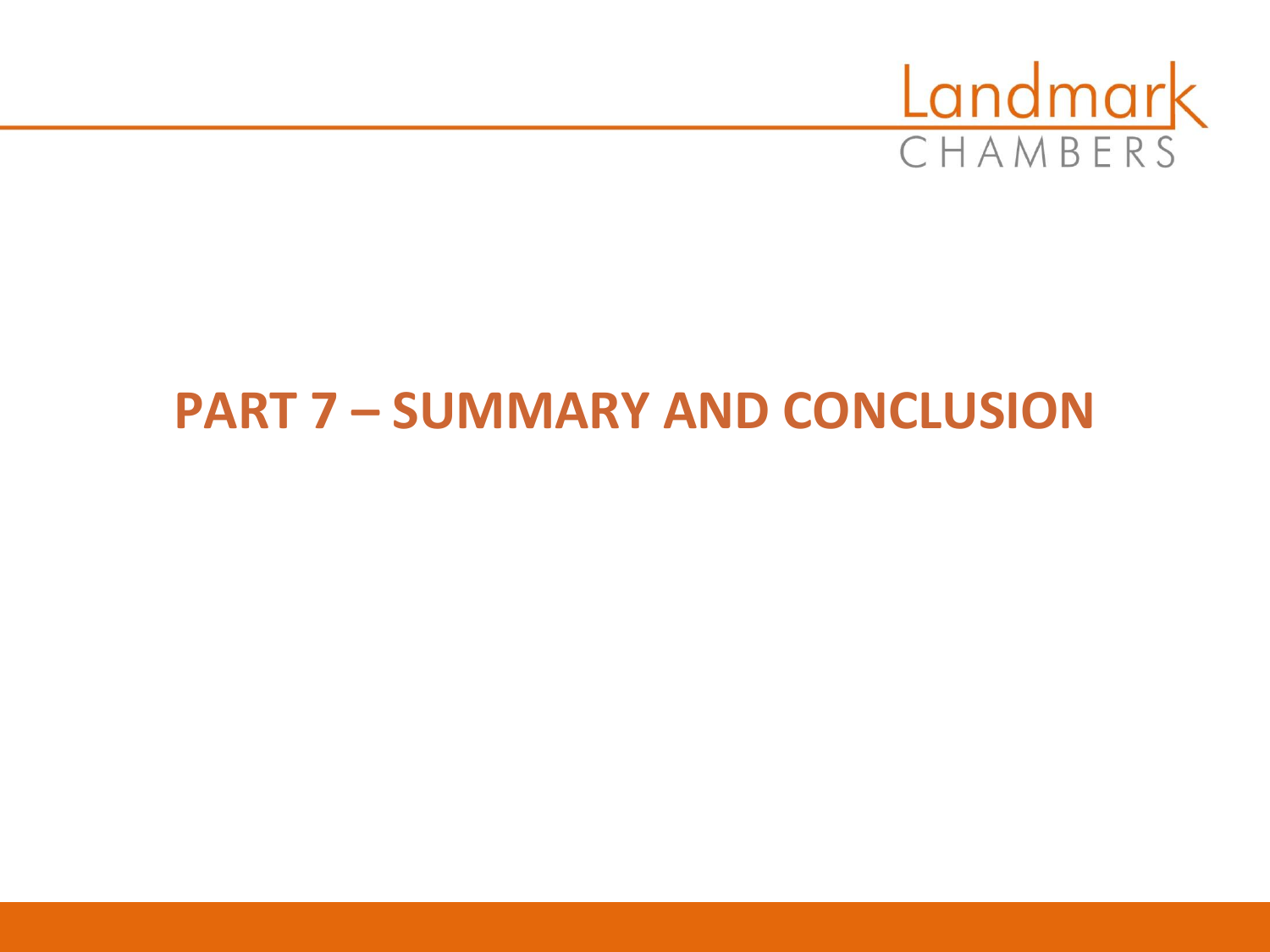# PART 7 – SUMMARY AND CONCLUSION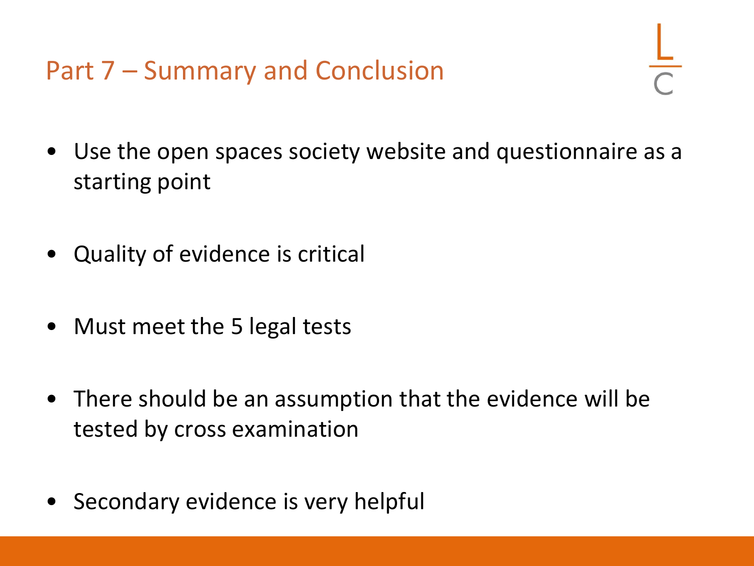## Part 7 – Summary and Conclusion

- Use the open spaces society website and questionnaire as a starting point
- Quality of evidence is critical
- Must meet the 5 legal tests
- There should be an assumption that the evidence will be tested by cross examination
- Secondary evidence is very helpful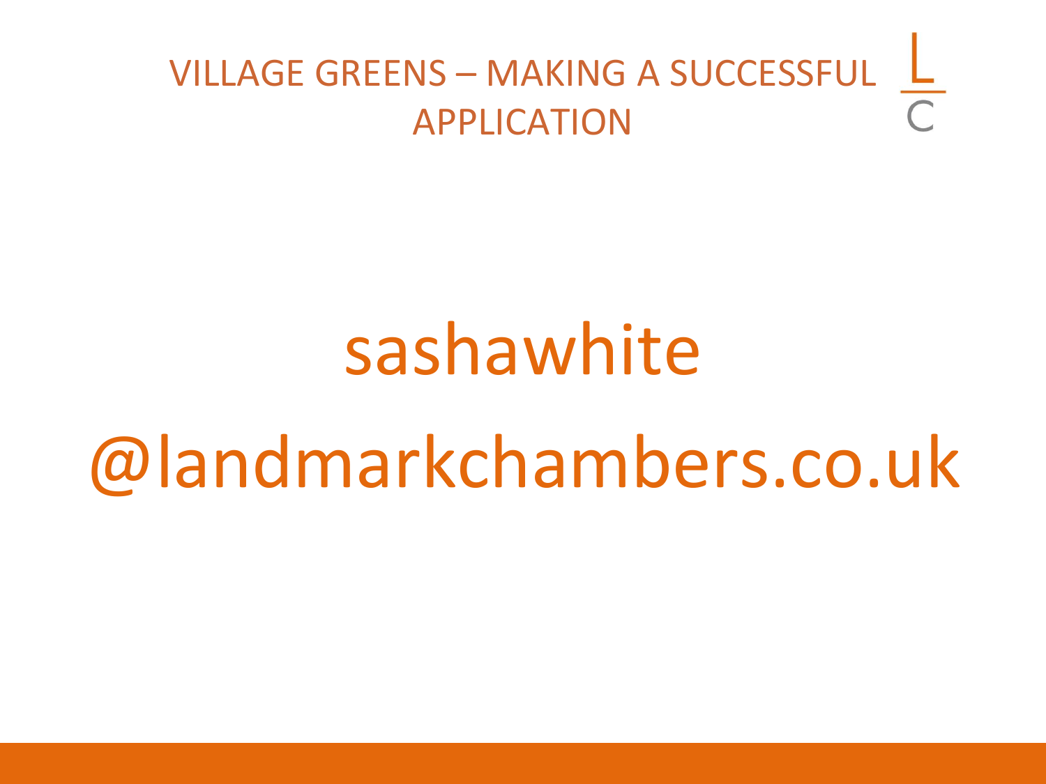# VILLAGE GREENS – MAKING A SUCCESSFUL APPLICATION

sashawhite@landmarkchambers.co.uk